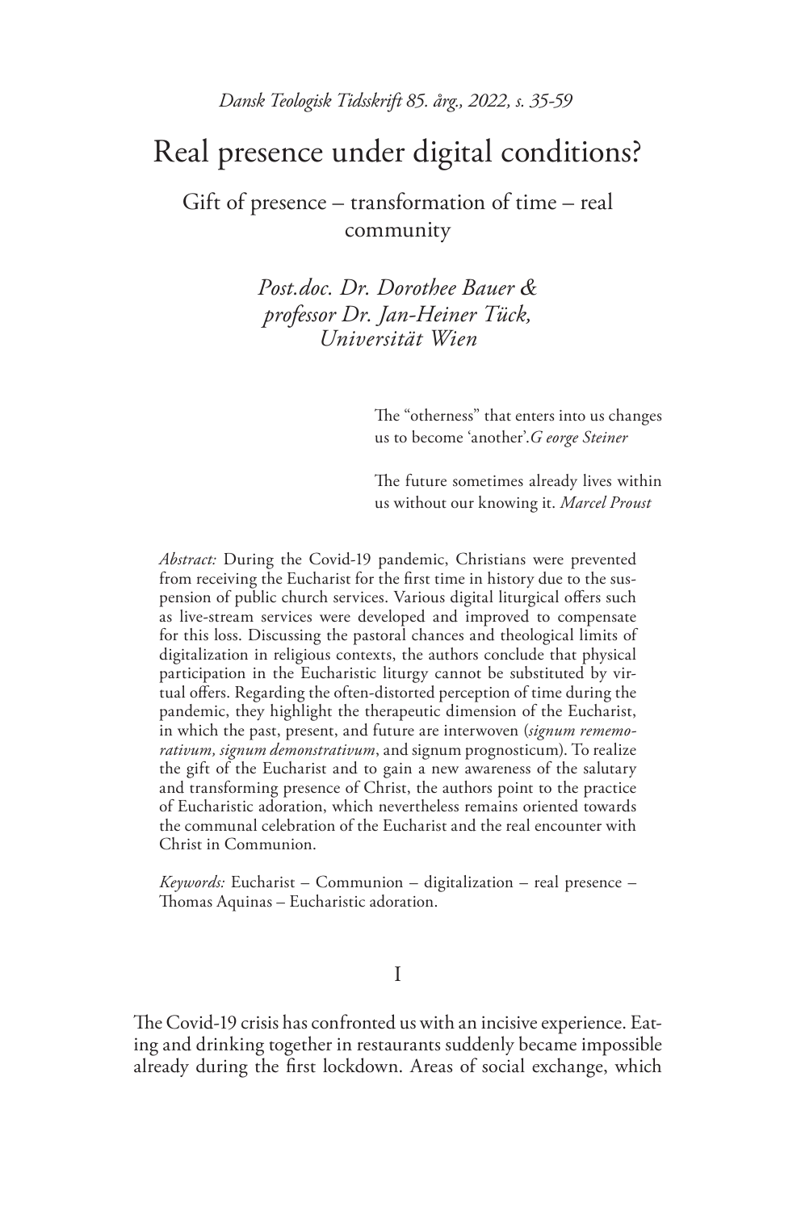# Real presence under digital conditions?

## Gift of presence – transformation of time – real community

*Post.doc. Dr. Dorothee Bauer & professor Dr. Jan-Heiner Tück, Universität Wien*

> The “otherness” that enters into us changes us to become ‘another’. *George Steiner*

> The future sometimes already lives within us without our knowing it. *Marcel Proust*

*Abstract:* During the Covid-19 pandemic, Christians were prevented from receiving the Eucharist for the first time in history due to the suspension of public church services. Various digital liturgical offers such as live-stream services were developed and improved to compensate for this loss. Discussing the pastoral chances and theological limits of digitalization in religious contexts, the authors conclude that physical participation in the Eucharistic liturgy cannot be substituted by virtual offers. Regarding the often-distorted perception of time during the pandemic, they highlight the therapeutic dimension of the Eucharist, in which the past, present, and future are interwoven (*signum rememorativum, signum demonstrativum*, and signum prognosticum). To realize the gift of the Eucharist and to gain a new awareness of the salutary and transforming presence of Christ, the authors point to the practice of Eucharistic adoration, which nevertheless remains oriented towards the communal celebration of the Eucharist and the real encounter with Christ in Communion.

*Keywords:* Eucharist – Communion – digitalization – real presence – Thomas Aquinas – Eucharistic adoration.

## I

The Covid-19 crisis has confronted us with an incisive experience. Eating and drinking together in restaurants suddenly became impossible already during the first lockdown. Areas of social exchange, which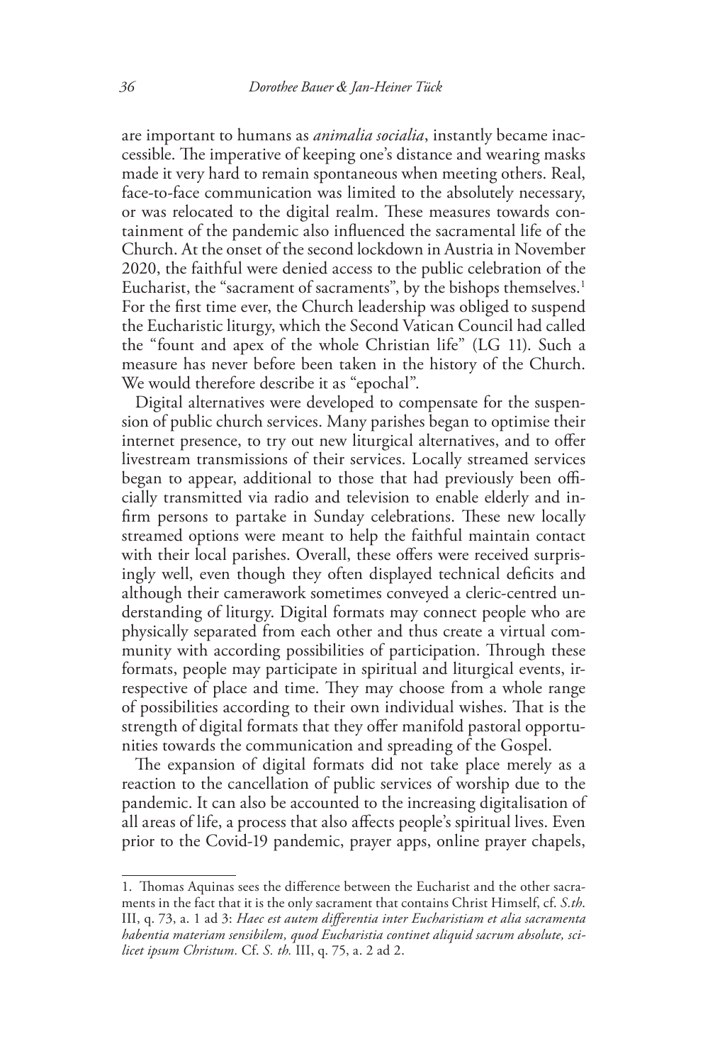are important to humans as *animalia socialia*, instantly became inaccessible. The imperative of keeping one's distance and wearing masks made it very hard to remain spontaneous when meeting others. Real, face-to-face communication was limited to the absolutely necessary, or was relocated to the digital realm. These measures towards containment of the pandemic also influenced the sacramental life of the Church. At the onset of the second lockdown in Austria in November 2020, the faithful were denied access to the public celebration of the Eucharist, the "sacrament of sacraments", by the bishops themselves.[1] For the first time ever, the Church leadership was obliged to suspend the Eucharistic liturgy, which the Second Vatican Council had called the "fount and apex of the whole Christian life" (LG 11). Such a measure has never before been taken in the history of the Church. We would therefore describe it as "epochal".

Digital alternatives were developed to compensate for the suspension of public church services. Many parishes began to optimise their internet presence, to try out new liturgical alternatives, and to offer livestream transmissions of their services. Locally streamed services began to appear, additional to those that had previously been officially transmitted via radio and television to enable elderly and infirm persons to partake in Sunday celebrations. These new locally streamed options were meant to help the faithful maintain contact with their local parishes. Overall, these offers were received surprisingly well, even though they often displayed technical deficits and although their camerawork sometimes conveyed a cleric-centred understanding of liturgy. Digital formats may connect people who are physically separated from each other and thus create a virtual community with according possibilities of participation. Through these formats, people may participate in spiritual and liturgical events, irrespective of place and time. They may choose from a whole range of possibilities according to their own individual wishes. That is the strength of digital formats that they offer manifold pastoral opportunities towards the communication and spreading of the Gospel.

The expansion of digital formats did not take place merely as a reaction to the cancellation of public services of worship due to the pandemic. It can also be accounted to the increasing digitalisation of all areas of life, a process that also affects people's spiritual lives. Even prior to the Covid-19 pandemic, prayer apps, online prayer chapels,

---

1. Thomas Aquinas sees the difference between the Eucharist and the other sacraments in the fact that it is the only sacrament that contains Christ Himself, cf. *S.th.* III, q. 73, a. 1 ad 3: *Haec est autem differentia inter Eucharistiam et alia sacramenta habentia materiam sensibilem, quod Eucharistia continet aliquid sacrum absolute, scilicet ipsum Christum.* Cf. *S. th.* III, q. 75, a. 2 ad 2.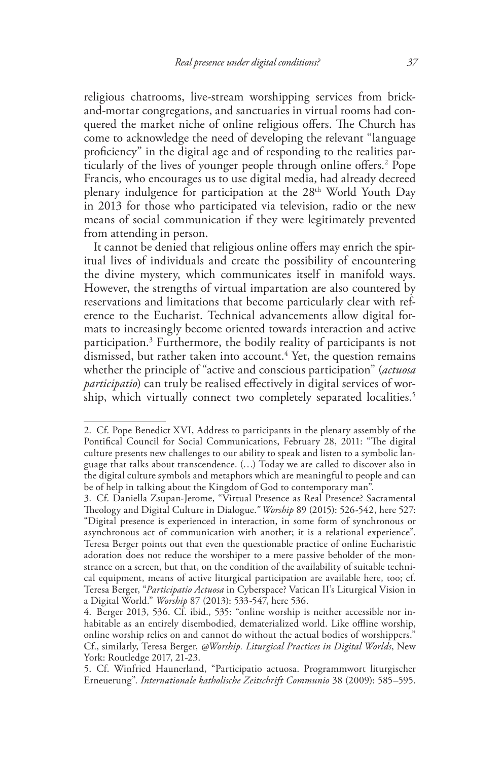religious chatrooms, live-stream worshipping services from brick-and-mortar congregations, and sanctuaries in virtual rooms had conquered the market niche of online religious offers. The Church has come to acknowledge the need of developing the relevant "language proficiency" in the digital age and of responding to the realities particularly of the lives of younger people through online offers.[2] Pope Francis, who encourages us to use digital media, had already decreed plenary indulgence for participation at the 28th World Youth Day in 2013 for those who participated via television, radio or the new means of social communication if they were legitimately prevented from attending in person.

It cannot be denied that religious online offers may enrich the spiritual lives of individuals and create the possibility of encountering the divine mystery, which communicates itself in manifold ways. However, the strengths of virtual impartation are also countered by reservations and limitations that become particularly clear with reference to the Eucharist. Technical advancements allow digital formats to increasingly become oriented towards interaction and active participation.[3] Furthermore, the bodily reality of participants is not dismissed, but rather taken into account.[4] Yet, the question remains whether the principle of "active and conscious participation" (*actuosa participatio*) can truly be realised effectively in digital services of worship, which virtually connect two completely separated localities.[5]

---

2. Cf. Pope Benedict XVI, Address to participants in the plenary assembly of the Pontifical Council for Social Communications, February 28, 2011: "The digital culture presents new challenges to our ability to speak and listen to a symbolic language that talks about transcendence. (…) Today we are called to discover also in the digital culture symbols and metaphors which are meaningful to people and can be of help in talking about the Kingdom of God to contemporary man".

3. Cf. Daniella Zsupan-Jerome, "Virtual Presence as Real Presence? Sacramental Theology and Digital Culture in Dialogue." *Worship* 89 (2015): 526-542, here 527: "Digital presence is experienced in interaction, in some form of synchronous or asynchronous act of communication with another; it is a relational experience". Teresa Berger points out that even the questionable practice of online Eucharistic adoration does not reduce the worshiper to a mere passive beholder of the monstrance on a screen, but that, on the condition of the availability of suitable technical equipment, means of active liturgical participation are available here, too; cf. Teresa Berger, "*Participatio Actuosa* in Cyberspace? Vatican II's Liturgical Vision in a Digital World." *Worship* 87 (2013): 533-547, here 536.

4. Berger 2013, 536. Cf. ibid., 535: "online worship is neither accessible nor inhabitable as an entirely disembodied, dematerialized world. Like offline worship, online worship relies on and cannot do without the actual bodies of worshippers." Cf., similarly, Teresa Berger, *@Worship. Liturgical Practices in Digital Worlds*, New York: Routledge 2017, 21-23.

5. Cf. Winfried Haunerland, "Participatio actuosa. Programmwort liturgischer Erneuerung". *Internationale katholische Zeitschrift Communio* 38 (2009): 585–595.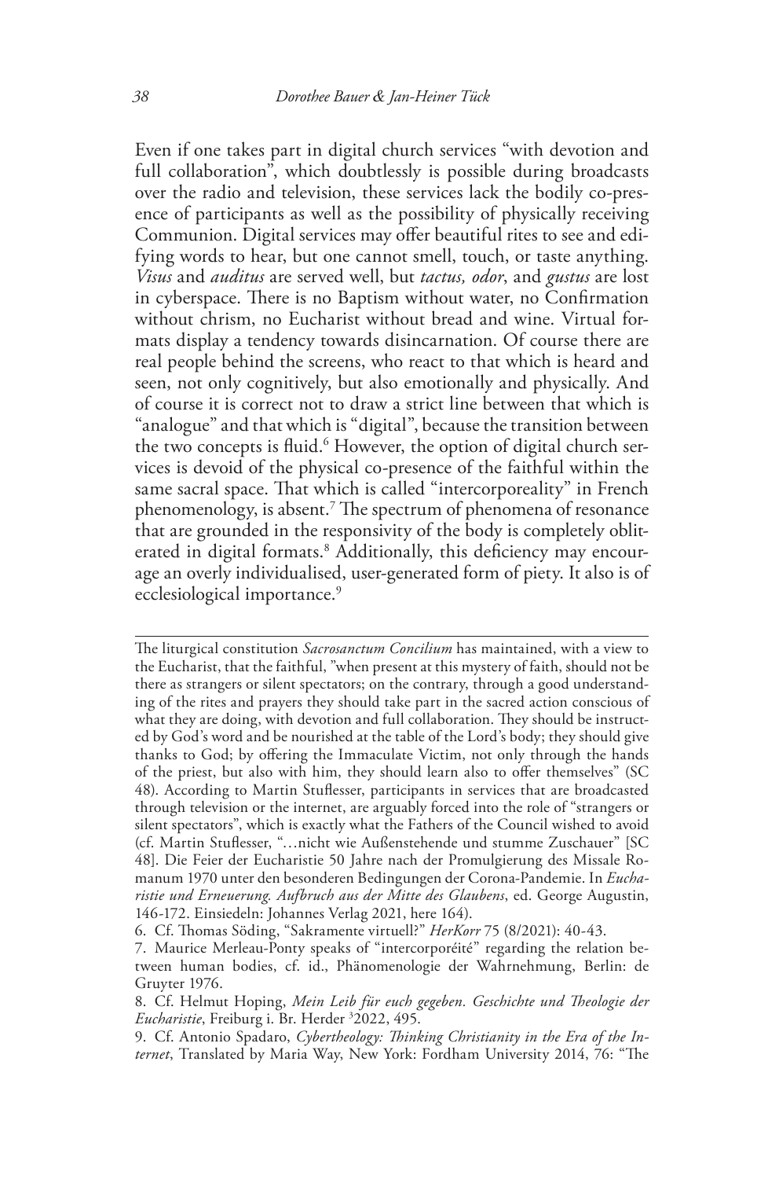Even if one takes part in digital church services "with devotion and full collaboration", which doubtlessly is possible during broadcasts over the radio and television, these services lack the bodily co-presence of participants as well as the possibility of physically receiving Communion. Digital services may offer beautiful rites to see and edifying words to hear, but one cannot smell, touch, or taste anything. *Visus* and *auditus* are served well, but *tactus, odor*, and *gustus* are lost in cyberspace. There is no Baptism without water, no Confirmation without chrism, no Eucharist without bread and wine. Virtual formats display a tendency towards disincarnation. Of course there are real people behind the screens, who react to that which is heard and seen, not only cognitively, but also emotionally and physically. And of course it is correct not to draw a strict line between that which is "analogue" and that which is "digital", because the transition between the two concepts is fluid.[6] However, the option of digital church services is devoid of the physical co-presence of the faithful within the same sacral space. That which is called "intercorporeality" in French phenomenology, is absent.[7] The spectrum of phenomena of resonance that are grounded in the responsivity of the body is completely obliterated in digital formats.[8] Additionally, this deficiency may encourage an overly individualised, user-generated form of piety. It also is of ecclesiological importance.[9]

---

The liturgical constitution *Sacrosanctum Concilium* has maintained, with a view to the Eucharist, that the faithful, "when present at this mystery of faith, should not be there as strangers or silent spectators; on the contrary, through a good understanding of the rites and prayers they should take part in the sacred action conscious of what they are doing, with devotion and full collaboration. They should be instructed by God's word and be nourished at the table of the Lord's body; they should give thanks to God; by offering the Immaculate Victim, not only through the hands of the priest, but also with him, they should learn also to offer themselves" (SC 48). According to Martin Stuflesser, participants in services that are broadcasted through television or the internet, are arguably forced into the role of "strangers or silent spectators", which is exactly what the Fathers of the Council wished to avoid (cf. Martin Stuflesser, "…nicht wie Außenstehende und stumme Zuschauer" [SC 48]. Die Feier der Eucharistie 50 Jahre nach der Promulgierung des Missale Romanum 1970 unter den besonderen Bedingungen der Corona-Pandemie. In *Eucharistie und Erneuerung. Aufbruch aus der Mitte des Glaubens*, ed. George Augustin, 146-172. Einsiedeln: Johannes Verlag 2021, here 164).

6. Cf. Thomas Söding, "Sakramente virtuell?" *HerKorr* 75 (8/2021): 40-43.

7. Maurice Merleau-Ponty speaks of "intercorporéité" regarding the relation between human bodies, cf. id., Phänomenologie der Wahrnehmung, Berlin: de Gruyter 1976.

8. Cf. Helmut Hoping, *Mein Leib für euch gegeben. Geschichte und Theologie der Eucharistie*, Freiburg i. Br. Herder [3]2022, 495.

9. Cf. Antonio Spadaro, *Cybertheology: Thinking Christianity in the Era of the Internet*, Translated by Maria Way, New York: Fordham University 2014, 76: "The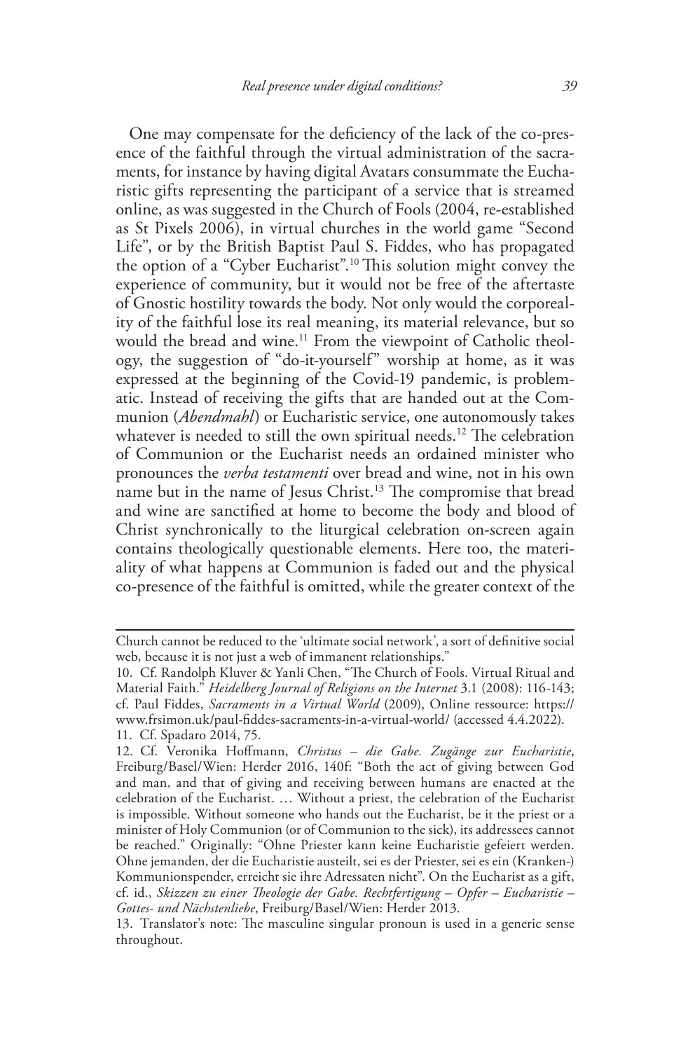One may compensate for the deficiency of the lack of the co-presence of the faithful through the virtual administration of the sacraments, for instance by having digital Avatars consummate the Eucharistic gifts representing the participant of a service that is streamed online, as was suggested in the Church of Fools (2004, re-established as St Pixels 2006), in virtual churches in the world game "Second Life", or by the British Baptist Paul S. Fiddes, who has propagated the option of a "Cyber Eucharist".[10] This solution might convey the experience of community, but it would not be free of the aftertaste of Gnostic hostility towards the body. Not only would the corporeality of the faithful lose its real meaning, its material relevance, but so would the bread and wine.[11] From the viewpoint of Catholic theology, the suggestion of "do-it-yourself" worship at home, as it was expressed at the beginning of the Covid-19 pandemic, is problematic. Instead of receiving the gifts that are handed out at the Communion (*Abendmahl*) or Eucharistic service, one autonomously takes whatever is needed to still the own spiritual needs.[12] The celebration of Communion or the Eucharist needs an ordained minister who pronounces the *verba testamenti* over bread and wine, not in his own name but in the name of Jesus Christ.[13] The compromise that bread and wine are sanctified at home to become the body and blood of Christ synchronically to the liturgical celebration on-screen again contains theologically questionable elements. Here too, the materiality of what happens at Communion is faded out and the physical co-presence of the faithful is omitted, while the greater context of the

---

Church cannot be reduced to the 'ultimate social network', a sort of definitive social web, because it is not just a web of immanent relationships."

10. Cf. Randolph Kluver & Yanli Chen, "The Church of Fools. Virtual Ritual and Material Faith." *Heidelberg Journal of Religions on the Internet* 3.1 (2008): 116-143; cf. Paul Fiddes, *Sacraments in a Virtual World* (2009), Online ressource: https://www.frsimon.uk/paul-fiddes-sacraments-in-a-virtual-world/ (accessed 4.4.2022).

11. Cf. Spadaro 2014, 75.

12. Cf. Veronika Hoffmann, *Christus – die Gabe. Zugänge zur Eucharistie*, Freiburg/Basel/Wien: Herder 2016, 140f: "Both the act of giving between God and man, and that of giving and receiving between humans are enacted at the celebration of the Eucharist. … Without a priest, the celebration of the Eucharist is impossible. Without someone who hands out the Eucharist, be it the priest or a minister of Holy Communion (or of Communion to the sick), its addressees cannot be reached." Originally: "Ohne Priester kann keine Eucharistie gefeiert werden. Ohne jemanden, der die Eucharistie austeilt, sei es der Priester, sei es ein (Kranken-) Kommunionspender, erreicht sie ihre Adressaten nicht". On the Eucharist as a gift, cf. id., *Skizzen zu einer Theologie der Gabe. Rechtfertigung – Opfer – Eucharistie – Gottes- und Nächstenliebe*, Freiburg/Basel/Wien: Herder 2013.

13. Translator's note: The masculine singular pronoun is used in a generic sense throughout.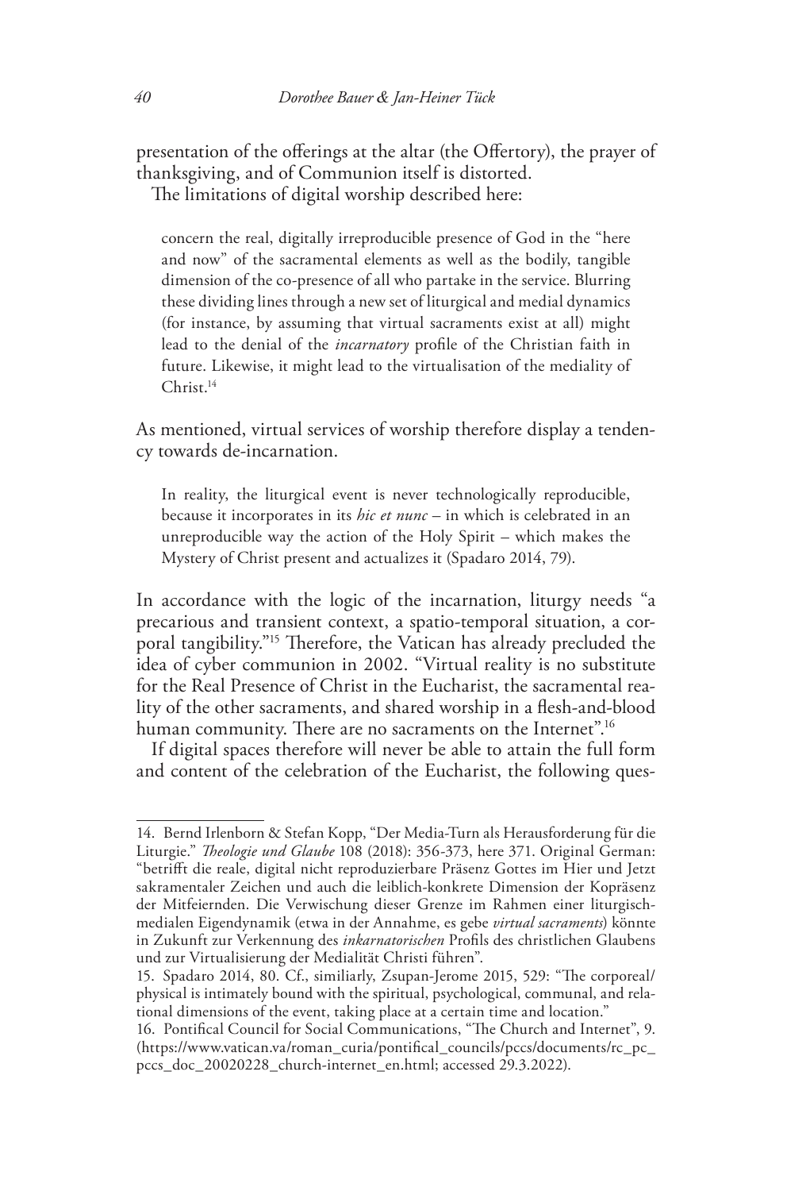presentation of the offerings at the altar (the Offertory), the prayer of thanksgiving, and of Communion itself is distorted.

The limitations of digital worship described here:

> concern the real, digitally irreproducible presence of God in the "here and now" of the sacramental elements as well as the bodily, tangible dimension of the co-presence of all who partake in the service. Blurring these dividing lines through a new set of liturgical and medial dynamics (for instance, by assuming that virtual sacraments exist at all) might lead to the denial of the *incarnatory* profile of the Christian faith in future. Likewise, it might lead to the virtualisation of the mediality of Christ.[14]

As mentioned, virtual services of worship therefore display a tendency towards de-incarnation.

> In reality, the liturgical event is never technologically reproducible, because it incorporates in its *hic et nunc* – in which is celebrated in an unreproducible way the action of the Holy Spirit – which makes the Mystery of Christ present and actualizes it (Spadaro 2014, 79).

In accordance with the logic of the incarnation, liturgy needs "a precarious and transient context, a spatio-temporal situation, a corporal tangibility."[15] Therefore, the Vatican has already precluded the idea of cyber communion in 2002. "Virtual reality is no substitute for the Real Presence of Christ in the Eucharist, the sacramental reality of the other sacraments, and shared worship in a flesh-and-blood human community. There are no sacraments on the Internet".[16]

If digital spaces therefore will never be able to attain the full form and content of the celebration of the Eucharist, the following ques-

---

14. Bernd Irlenborn & Stefan Kopp, "Der Media-Turn als Herausforderung für die Liturgie." *Theologie und Glaube* 108 (2018): 356-373, here 371. Original German: "betrifft die reale, digital nicht reproduzierbare Präsenz Gottes im Hier und Jetzt sakramentaler Zeichen und auch die leiblich-konkrete Dimension der Kopräsenz der Mitfeiernden. Die Verwischung dieser Grenze im Rahmen einer liturgisch-medialen Eigendynamik (etwa in der Annahme, es gebe *virtual sacraments*) könnte in Zukunft zur Verkennung des *inkarnatorischen* Profils des christlichen Glaubens und zur Virtualisierung der Medialität Christi führen".

15. Spadaro 2014, 80. Cf., similiarly, Zsupan-Jerome 2015, 529: "The corporeal/physical is intimately bound with the spiritual, psychological, communal, and relational dimensions of the event, taking place at a certain time and location."

16. Pontifical Council for Social Communications, "The Church and Internet", 9. (https://www.vatican.va/roman_curia/pontifical_councils/pccs/documents/rc_pc_pccs_doc_20020228_church-internet_en.html; accessed 29.3.2022).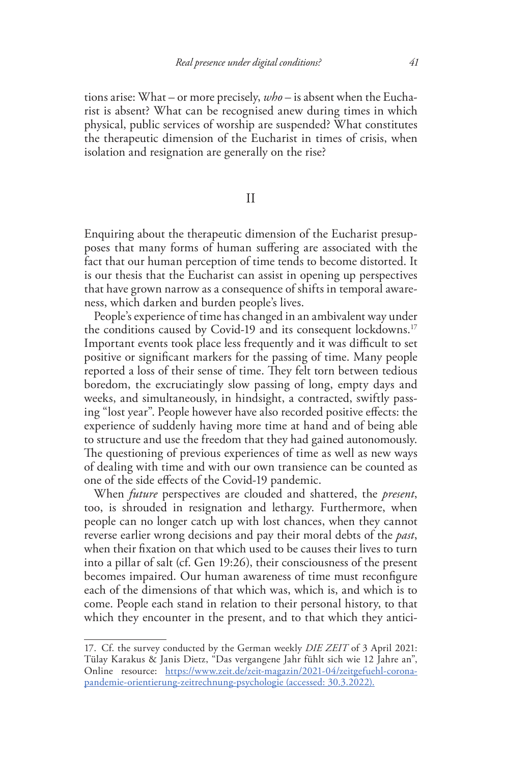tions arise: What – or more precisely, *who* – is absent when the Eucharist is absent? What can be recognised anew during times in which physical, public services of worship are suspended? What constitutes the therapeutic dimension of the Eucharist in times of crisis, when isolation and resignation are generally on the rise?

## II

Enquiring about the therapeutic dimension of the Eucharist presupposes that many forms of human suffering are associated with the fact that our human perception of time tends to become distorted. It is our thesis that the Eucharist can assist in opening up perspectives that have grown narrow as a consequence of shifts in temporal awareness, which darken and burden people's lives.

People's experience of time has changed in an ambivalent way under the conditions caused by Covid-19 and its consequent lockdowns.[17] Important events took place less frequently and it was difficult to set positive or significant markers for the passing of time. Many people reported a loss of their sense of time. They felt torn between tedious boredom, the excruciatingly slow passing of long, empty days and weeks, and simultaneously, in hindsight, a contracted, swiftly passing "lost year". People however have also recorded positive effects: the experience of suddenly having more time at hand and of being able to structure and use the freedom that they had gained autonomously. The questioning of previous experiences of time as well as new ways of dealing with time and with our own transience can be counted as one of the side effects of the Covid-19 pandemic.

When *future* perspectives are clouded and shattered, the *present*, too, is shrouded in resignation and lethargy. Furthermore, when people can no longer catch up with lost chances, when they cannot reverse earlier wrong decisions and pay their moral debts of the *past*, when their fixation on that which used to be causes their lives to turn into a pillar of salt (cf. Gen 19:26), their consciousness of the present becomes impaired. Our human awareness of time must reconfigure each of the dimensions of that which was, which is, and which is to come. People each stand in relation to their personal history, to that which they encounter in the present, and to that which they antici-

---

17. Cf. the survey conducted by the German weekly *DIE ZEIT* of 3 April 2021: Tülay Karakus & Janis Dietz, "Das vergangene Jahr fühlt sich wie 12 Jahre an", Online resource: https://www.zeit.de/zeit-magazin/2021-04/zeitgefuehl-corona-pandemie-orientierung-zeitrechnung-psychologie (accessed: 30.3.2022).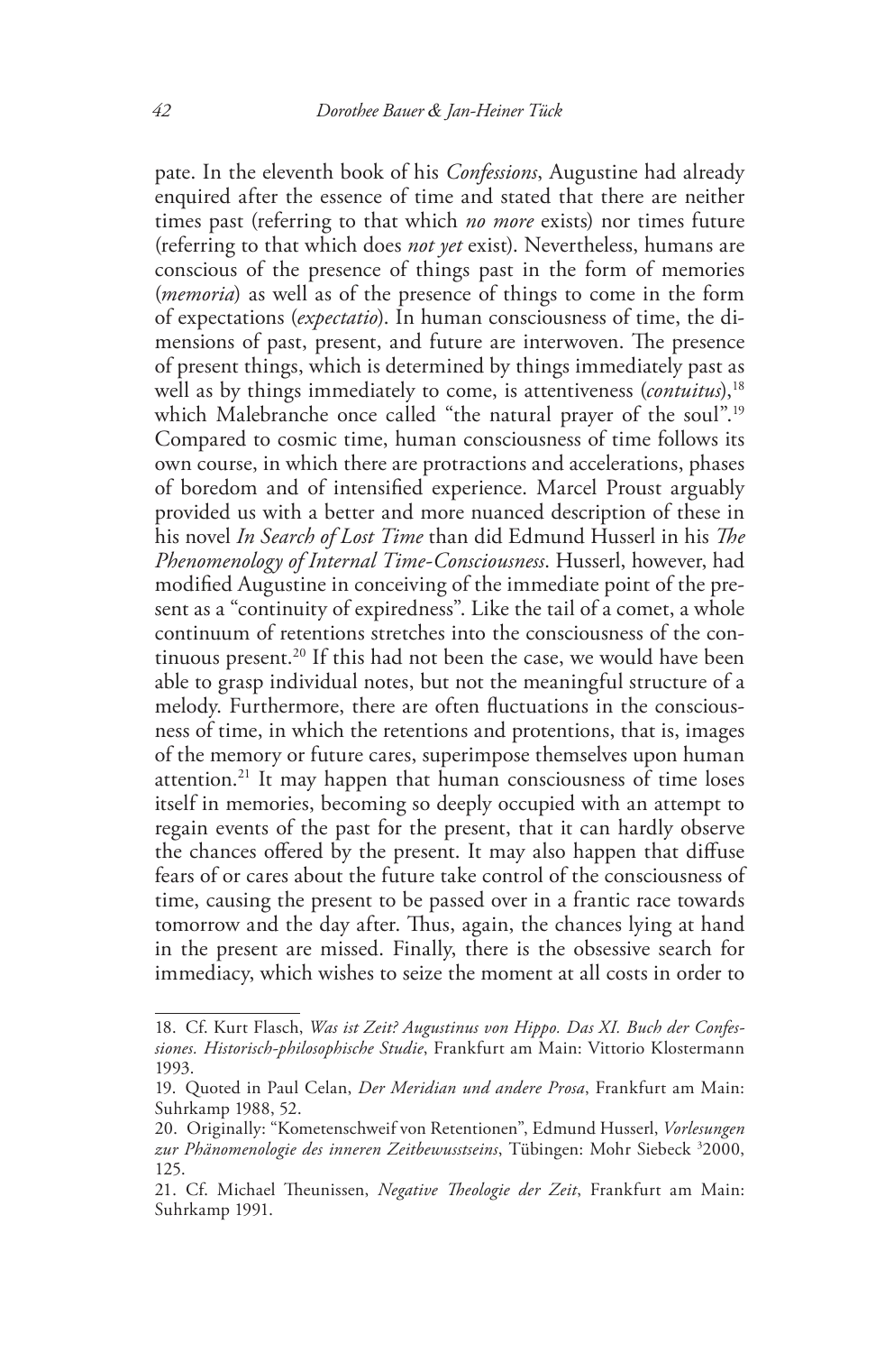pate. In the eleventh book of his *Confessions*, Augustine had already enquired after the essence of time and stated that there are neither times past (referring to that which *no more* exists) nor times future (referring to that which does *not yet* exist). Nevertheless, humans are conscious of the presence of things past in the form of memories (*memoria*) as well as of the presence of things to come in the form of expectations (*expectatio*). In human consciousness of time, the dimensions of past, present, and future are interwoven. The presence of present things, which is determined by things immediately past as well as by things immediately to come, is attentiveness (*contuitus*),[18] which Malebranche once called "the natural prayer of the soul".[19] Compared to cosmic time, human consciousness of time follows its own course, in which there are protractions and accelerations, phases of boredom and of intensified experience. Marcel Proust arguably provided us with a better and more nuanced description of these in his novel *In Search of Lost Time* than did Edmund Husserl in his *The Phenomenology of Internal Time-Consciousness*. Husserl, however, had modified Augustine in conceiving of the immediate point of the present as a "continuity of expiredness". Like the tail of a comet, a whole continuum of retentions stretches into the consciousness of the continuous present.[20] If this had not been the case, we would have been able to grasp individual notes, but not the meaningful structure of a melody. Furthermore, there are often fluctuations in the consciousness of time, in which the retentions and protentions, that is, images of the memory or future cares, superimpose themselves upon human attention.[21] It may happen that human consciousness of time loses itself in memories, becoming so deeply occupied with an attempt to regain events of the past for the present, that it can hardly observe the chances offered by the present. It may also happen that diffuse fears of or cares about the future take control of the consciousness of time, causing the present to be passed over in a frantic race towards tomorrow and the day after. Thus, again, the chances lying at hand in the present are missed. Finally, there is the obsessive search for immediacy, which wishes to seize the moment at all costs in order to

---

18. Cf. Kurt Flasch, *Was ist Zeit? Augustinus von Hippo. Das XI. Buch der Confessiones. Historisch-philosophische Studie*, Frankfurt am Main: Vittorio Klostermann 1993.

19. Quoted in Paul Celan, *Der Meridian und andere Prosa*, Frankfurt am Main: Suhrkamp 1988, 52.

20. Originally: "Kometenschweif von Retentionen", Edmund Husserl, *Vorlesungen zur Phänomenologie des inneren Zeitbewusstseins*, Tübingen: Mohr Siebeck [3]2000, 125.

21. Cf. Michael Theunissen, *Negative Theologie der Zeit*, Frankfurt am Main: Suhrkamp 1991.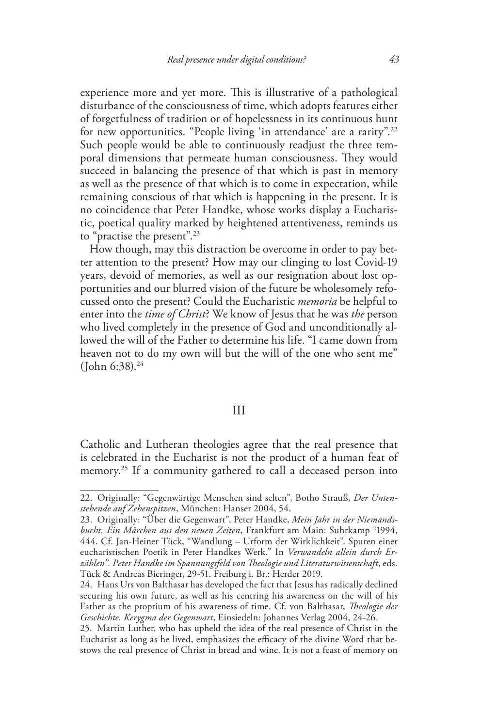experience more and yet more. This is illustrative of a pathological disturbance of the consciousness of time, which adopts features either of forgetfulness of tradition or of hopelessness in its continuous hunt for new opportunities. "People living 'in attendance' are a rarity".[22] Such people would be able to continuously readjust the three temporal dimensions that permeate human consciousness. They would succeed in balancing the presence of that which is past in memory as well as the presence of that which is to come in expectation, while remaining conscious of that which is happening in the present. It is no coincidence that Peter Handke, whose works display a Eucharistic, poetical quality marked by heightened attentiveness, reminds us to "practise the present".[23]

How though, may this distraction be overcome in order to pay better attention to the present? How may our clinging to lost Covid-19 years, devoid of memories, as well as our resignation about lost opportunities and our blurred vision of the future be wholesomely refocussed onto the present? Could the Eucharistic *memoria* be helpful to enter into the *time of Christ*? We know of Jesus that he was *the* person who lived completely in the presence of God and unconditionally allowed the will of the Father to determine his life. "I came down from heaven not to do my own will but the will of the one who sent me" (John 6:38).[24]

## III

Catholic and Lutheran theologies agree that the real presence that is celebrated in the Eucharist is not the product of a human feat of memory.[25] If a community gathered to call a deceased person into

---

22. Originally: "Gegenwärtige Menschen sind selten", Botho Strauß, *Der Untenstehende auf Zehenspitzen*, München: Hanser 2004, 54.

23. Originally: "Über die Gegenwart", Peter Handke, *Mein Jahr in der Niemandsbucht. Ein Märchen aus den neuen Zeiten*, Frankfurt am Main: Suhrkamp [2]1994, 444. Cf. Jan-Heiner Tück, "Wandlung – Urform der Wirklichkeit". Spuren einer eucharistischen Poetik in Peter Handkes Werk." In *Verwandeln allein durch Erzählen". Peter Handke im Spannungsfeld von Theologie und Literaturwissenschaft*, eds. Tück & Andreas Bieringer, 29-51. Freiburg i. Br.: Herder 2019.

24. Hans Urs von Balthasar has developed the fact that Jesus has radically declined securing his own future, as well as his centring his awareness on the will of his Father as the proprium of his awareness of time. Cf. von Balthasar, *Theologie der Geschichte. Kerygma der Gegenwart*, Einsiedeln: Johannes Verlag 2004, 24-26.

25. Martin Luther, who has upheld the idea of the real presence of Christ in the Eucharist as long as he lived, emphasizes the efficacy of the divine Word that bestows the real presence of Christ in bread and wine. It is not a feast of memory on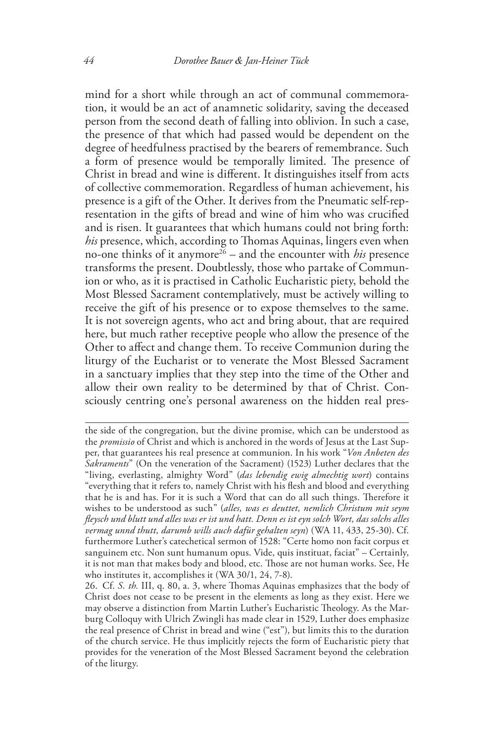mind for a short while through an act of communal commemoration, it would be an act of anamnetic solidarity, saving the deceased person from the second death of falling into oblivion. In such a case, the presence of that which had passed would be dependent on the degree of heedfulness practised by the bearers of remembrance. Such a form of presence would be temporally limited. The presence of Christ in bread and wine is different. It distinguishes itself from acts of collective commemoration. Regardless of human achievement, his presence is a gift of the Other. It derives from the Pneumatic self-representation in the gifts of bread and wine of him who was crucified and is risen. It guarantees that which humans could not bring forth: *his* presence, which, according to Thomas Aquinas, lingers even when no-one thinks of it anymore[26] – and the encounter with *his* presence transforms the present. Doubtlessly, those who partake of Communion or who, as it is practised in Catholic Eucharistic piety, behold the Most Blessed Sacrament contemplatively, must be actively willing to receive the gift of his presence or to expose themselves to the same. It is not sovereign agents, who act and bring about, that are required here, but much rather receptive people who allow the presence of the Other to affect and change them. To receive Communion during the liturgy of the Eucharist or to venerate the Most Blessed Sacrament in a sanctuary implies that they step into the time of the Other and allow their own reality to be determined by that of Christ. Consciously centring one's personal awareness on the hidden real pres-

---

the side of the congregation, but the divine promise, which can be understood as the *promissio* of Christ and which is anchored in the words of Jesus at the Last Supper, that guarantees his real presence at communion. In his work "*Von Anbeten des Sakraments*" (On the veneration of the Sacrament) (1523) Luther declares that the "living, everlasting, almighty Word" (*das lebendig ewig almechtig wort*) contains "everything that it refers to, namely Christ with his flesh and blood and everything that he is and has. For it is such a Word that can do all such things. Therefore it wishes to be understood as such" (*alles, was es deuttet, nemlich Christum mit seym fleysch und blutt und alles was er ist und hatt. Denn es ist eyn solch Wort, das solchs alles vermag unnd thutt, darumb wills auch dafür gehalten seyn*) (WA 11, 433, 25-30). Cf. furthermore Luther's catechetical sermon of 1528: "Certe homo non facit corpus et sanguinem etc. Non sunt humanum opus. Vide, quis instituat, faciat" – Certainly, it is not man that makes body and blood, etc. Those are not human works. See, He who institutes it, accomplishes it (WA 30/1, 24, 7-8).

26. Cf. *S. th.* III, q. 80, a. 3, where Thomas Aquinas emphasizes that the body of Christ does not cease to be present in the elements as long as they exist. Here we may observe a distinction from Martin Luther's Eucharistic Theology. As the Marburg Colloquy with Ulrich Zwingli has made clear in 1529, Luther does emphasize the real presence of Christ in bread and wine ("est"), but limits this to the duration of the church service. He thus implicitly rejects the form of Eucharistic piety that provides for the veneration of the Most Blessed Sacrament beyond the celebration of the liturgy.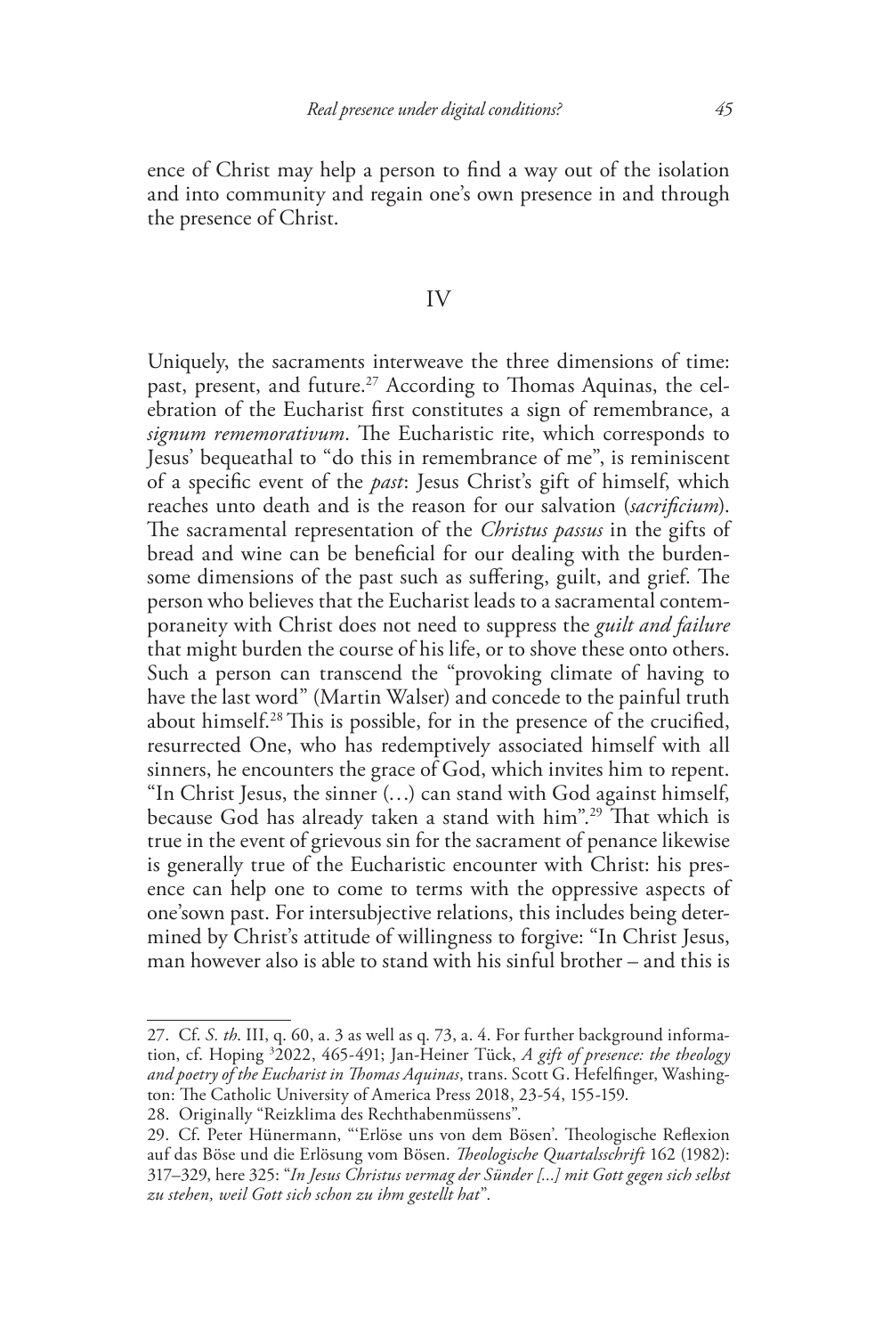ence of Christ may help a person to find a way out of the isolation and into community and regain one's own presence in and through the presence of Christ.

## IV

Uniquely, the sacraments interweave the three dimensions of time: past, present, and future.[27] According to Thomas Aquinas, the celebration of the Eucharist first constitutes a sign of remembrance, a *signum rememorativum*. The Eucharistic rite, which corresponds to Jesus' bequeathal to "do this in remembrance of me", is reminiscent of a specific event of the *past*: Jesus Christ's gift of himself, which reaches unto death and is the reason for our salvation (*sacrificium*). The sacramental representation of the *Christus passus* in the gifts of bread and wine can be beneficial for our dealing with the burdensome dimensions of the past such as suffering, guilt, and grief. The person who believes that the Eucharist leads to a sacramental contemporaneity with Christ does not need to suppress the *guilt and failure* that might burden the course of his life, or to shove these onto others. Such a person can transcend the "provoking climate of having to have the last word" (Martin Walser) and concede to the painful truth about himself.[28] This is possible, for in the presence of the crucified, resurrected One, who has redemptively associated himself with all sinners, he encounters the grace of God, which invites him to repent. "In Christ Jesus, the sinner (…) can stand with God against himself, because God has already taken a stand with him".[29] That which is true in the event of grievous sin for the sacrament of penance likewise is generally true of the Eucharistic encounter with Christ: his presence can help one to come to terms with the oppressive aspects of one'sown past. For intersubjective relations, this includes being determined by Christ's attitude of willingness to forgive: "In Christ Jesus, man however also is able to stand with his sinful brother – and this is

---

27. Cf. *S. th*. III, q. 60, a. 3 as well as q. 73, a. 4. For further background information, cf. Hoping [3]2022, 465-491; Jan-Heiner Tück, *A gift of presence: the theology and poetry of the Eucharist in Thomas Aquinas*, trans. Scott G. Hefelfinger, Washington: The Catholic University of America Press 2018, 23-54, 155-159.

28. Originally "Reizklima des Rechthabenmüssens".

29. Cf. Peter Hünermann, "'Erlöse uns von dem Bösen'. Theologische Reflexion auf das Böse und die Erlösung vom Bösen. *Theologische Quartalsschrift* 162 (1982): 317–329, here 325: "*In Jesus Christus vermag der Sünder [...] mit Gott gegen sich selbst zu stehen, weil Gott sich schon zu ihm gestellt hat*".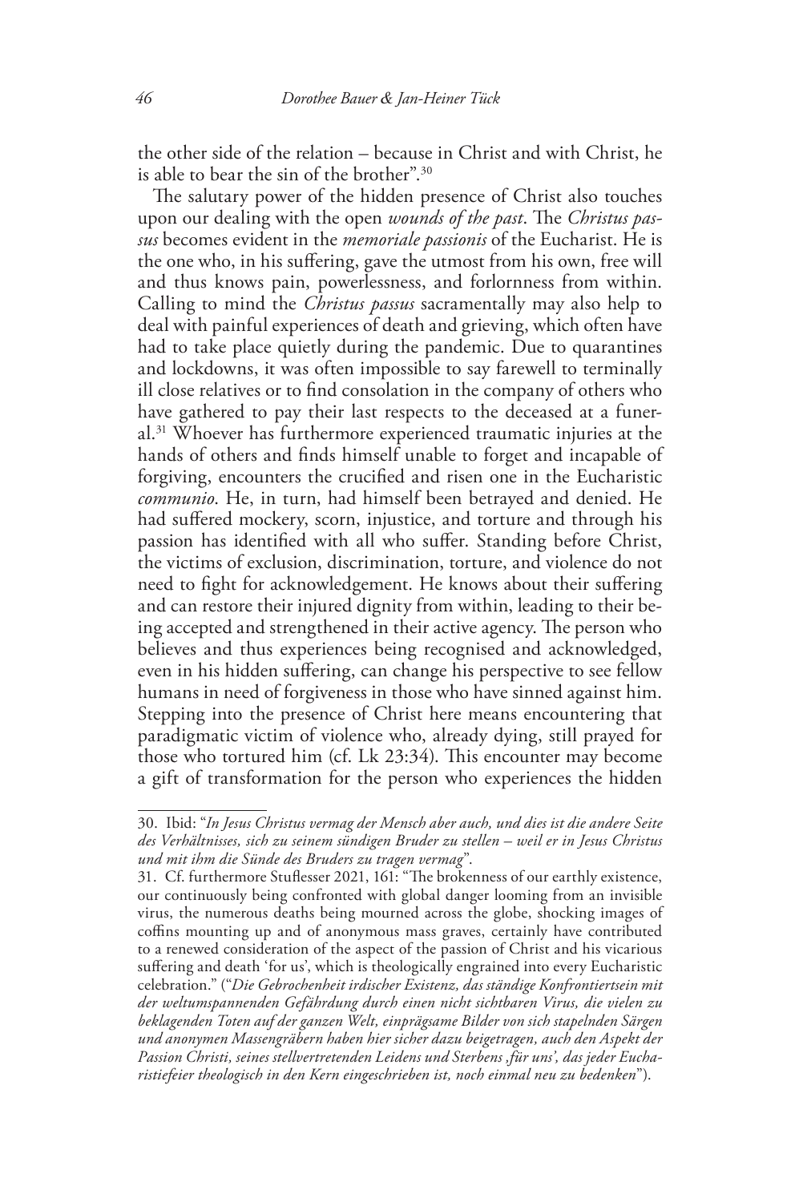the other side of the relation – because in Christ and with Christ, he is able to bear the sin of the brother".[30]

The salutary power of the hidden presence of Christ also touches upon our dealing with the open *wounds of the past*. The *Christus passus* becomes evident in the *memoriale passionis* of the Eucharist. He is the one who, in his suffering, gave the utmost from his own, free will and thus knows pain, powerlessness, and forlornness from within. Calling to mind the *Christus passus* sacramentally may also help to deal with painful experiences of death and grieving, which often have had to take place quietly during the pandemic. Due to quarantines and lockdowns, it was often impossible to say farewell to terminally ill close relatives or to find consolation in the company of others who have gathered to pay their last respects to the deceased at a funeral.[31] Whoever has furthermore experienced traumatic injuries at the hands of others and finds himself unable to forget and incapable of forgiving, encounters the crucified and risen one in the Eucharistic *communio*. He, in turn, had himself been betrayed and denied. He had suffered mockery, scorn, injustice, and torture and through his passion has identified with all who suffer. Standing before Christ, the victims of exclusion, discrimination, torture, and violence do not need to fight for acknowledgement. He knows about their suffering and can restore their injured dignity from within, leading to their being accepted and strengthened in their active agency. The person who believes and thus experiences being recognised and acknowledged, even in his hidden suffering, can change his perspective to see fellow humans in need of forgiveness in those who have sinned against him. Stepping into the presence of Christ here means encountering that paradigmatic victim of violence who, already dying, still prayed for those who tortured him (cf. Lk 23:34). This encounter may become a gift of transformation for the person who experiences the hidden

---

30. Ibid: "*In Jesus Christus vermag der Mensch aber auch, und dies ist die andere Seite des Verhältnisses, sich zu seinem sündigen Bruder zu stellen – weil er in Jesus Christus und mit ihm die Sünde des Bruders zu tragen vermag*".

31. Cf. furthermore Stuflesser 2021, 161: "The brokenness of our earthly existence, our continuously being confronted with global danger looming from an invisible virus, the numerous deaths being mourned across the globe, shocking images of coffins mounting up and of anonymous mass graves, certainly have contributed to a renewed consideration of the aspect of the passion of Christ and his vicarious suffering and death 'for us', which is theologically engrained into every Eucharistic celebration." ("*Die Gebrochenheit irdischer Existenz, das ständige Konfrontiertsein mit der weltumspannenden Gefährdung durch einen nicht sichtbaren Virus, die vielen zu beklagenden Toten auf der ganzen Welt, einprägsame Bilder von sich stapelnden Särgen und anonymen Massengräbern haben hier sicher dazu beigetragen, auch den Aspekt der Passion Christi, seines stellvertretenden Leidens und Sterbens ‚für uns', das jeder Eucharistiefeier theologisch in den Kern eingeschrieben ist, noch einmal neu zu bedenken*").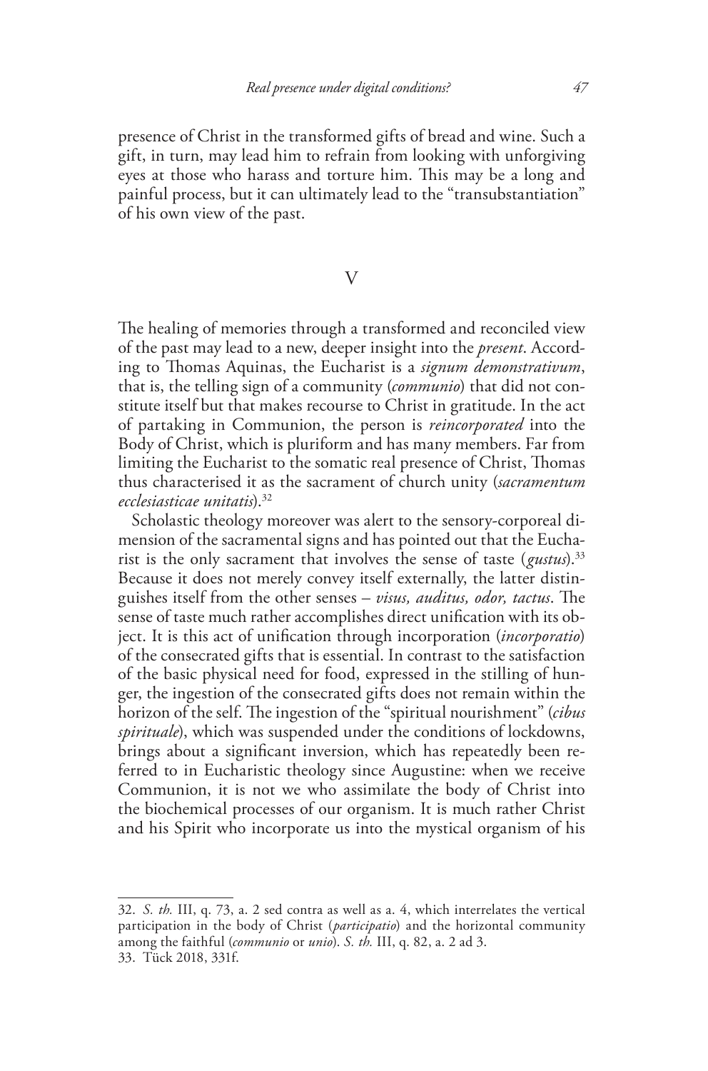presence of Christ in the transformed gifts of bread and wine. Such a gift, in turn, may lead him to refrain from looking with unforgiving eyes at those who harass and torture him. This may be a long and painful process, but it can ultimately lead to the "transubstantiation" of his own view of the past.

## V

The healing of memories through a transformed and reconciled view of the past may lead to a new, deeper insight into the *present*. According to Thomas Aquinas, the Eucharist is a *signum demonstrativum*, that is, the telling sign of a community (*communio*) that did not constitute itself but that makes recourse to Christ in gratitude. In the act of partaking in Communion, the person is *reincorporated* into the Body of Christ, which is pluriform and has many members. Far from limiting the Eucharist to the somatic real presence of Christ, Thomas thus characterised it as the sacrament of church unity (*sacramentum ecclesiasticae unitatis*).[32]

Scholastic theology moreover was alert to the sensory-corporeal dimension of the sacramental signs and has pointed out that the Eucharist is the only sacrament that involves the sense of taste (*gustus*).[33] Because it does not merely convey itself externally, the latter distinguishes itself from the other senses – *visus, auditus, odor, tactus*. The sense of taste much rather accomplishes direct unification with its object. It is this act of unification through incorporation (*incorporatio*) of the consecrated gifts that is essential. In contrast to the satisfaction of the basic physical need for food, expressed in the stilling of hunger, the ingestion of the consecrated gifts does not remain within the horizon of the self. The ingestion of the "spiritual nourishment" (*cibus spirituale*), which was suspended under the conditions of lockdowns, brings about a significant inversion, which has repeatedly been referred to in Eucharistic theology since Augustine: when we receive Communion, it is not we who assimilate the body of Christ into the biochemical processes of our organism. It is much rather Christ and his Spirit who incorporate us into the mystical organism of his

---

32. *S. th.* III, q. 73, a. 2 sed contra as well as a. 4, which interrelates the vertical participation in the body of Christ (*participatio*) and the horizontal community among the faithful (*communio* or *unio*). *S. th.* III, q. 82, a. 2 ad 3.

33. Tück 2018, 331f.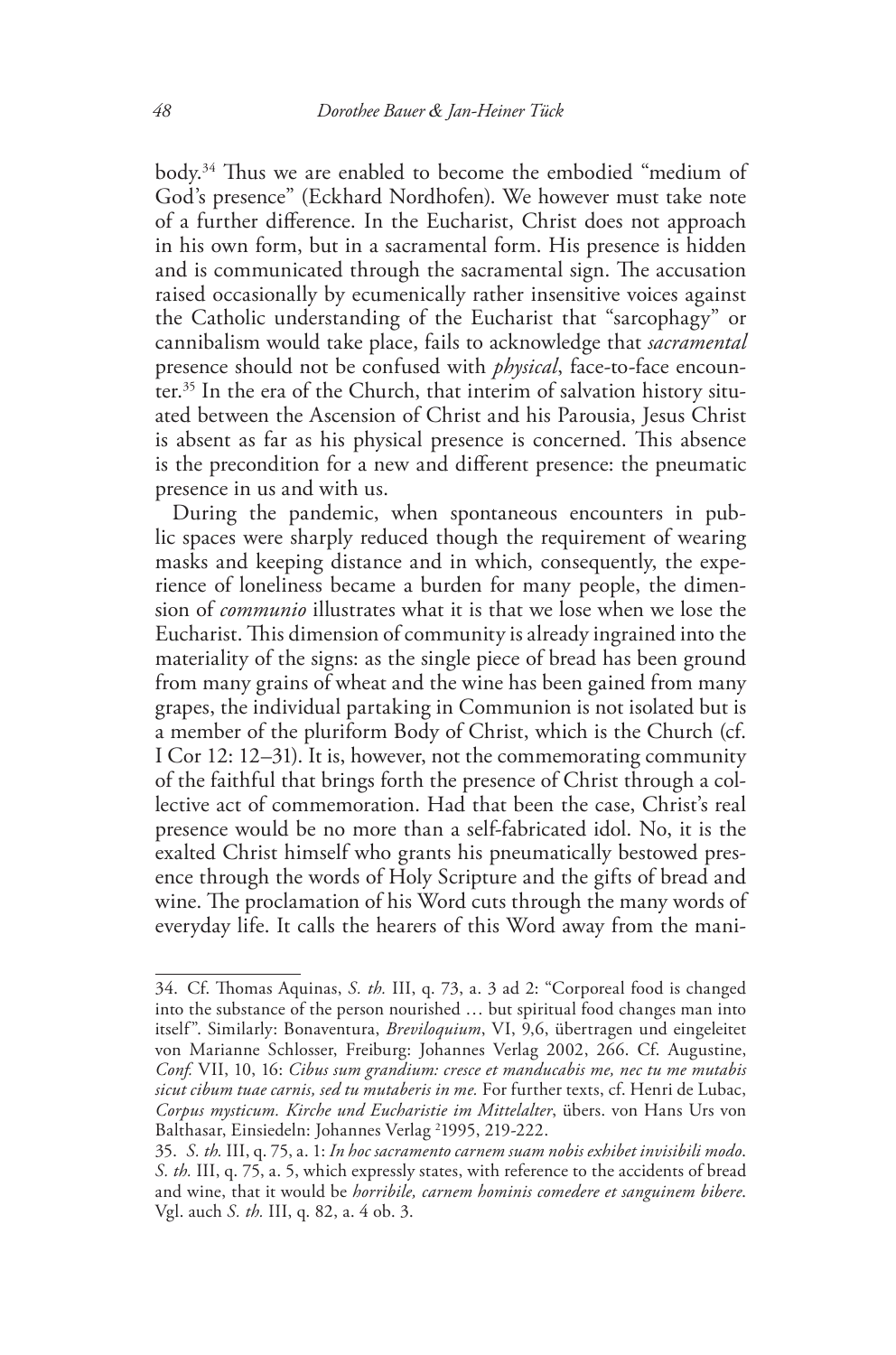body.[34] Thus we are enabled to become the embodied "medium of God's presence" (Eckhard Nordhofen). We however must take note of a further difference. In the Eucharist, Christ does not approach in his own form, but in a sacramental form. His presence is hidden and is communicated through the sacramental sign. The accusation raised occasionally by ecumenically rather insensitive voices against the Catholic understanding of the Eucharist that "sarcophagy" or cannibalism would take place, fails to acknowledge that *sacramental* presence should not be confused with *physical*, face-to-face encounter.[35] In the era of the Church, that interim of salvation history situated between the Ascension of Christ and his Parousia, Jesus Christ is absent as far as his physical presence is concerned. This absence is the precondition for a new and different presence: the pneumatic presence in us and with us.

During the pandemic, when spontaneous encounters in public spaces were sharply reduced though the requirement of wearing masks and keeping distance and in which, consequently, the experience of loneliness became a burden for many people, the dimension of *communio* illustrates what it is that we lose when we lose the Eucharist. This dimension of community is already ingrained into the materiality of the signs: as the single piece of bread has been ground from many grains of wheat and the wine has been gained from many grapes, the individual partaking in Communion is not isolated but is a member of the pluriform Body of Christ, which is the Church (cf. I Cor 12: 12–31). It is, however, not the commemorating community of the faithful that brings forth the presence of Christ through a collective act of commemoration. Had that been the case, Christ's real presence would be no more than a self-fabricated idol. No, it is the exalted Christ himself who grants his pneumatically bestowed presence through the words of Holy Scripture and the gifts of bread and wine. The proclamation of his Word cuts through the many words of everyday life. It calls the hearers of this Word away from the mani-

---

34. Cf. Thomas Aquinas, *S. th.* III, q. 73, a. 3 ad 2: "Corporeal food is changed into the substance of the person nourished … but spiritual food changes man into itself". Similarly: Bonaventura, *Breviloquium*, VI, 9,6, übertragen und eingeleitet von Marianne Schlosser, Freiburg: Johannes Verlag 2002, 266. Cf. Augustine, *Conf.* VII, 10, 16: *Cibus sum grandium: cresce et manducabis me, nec tu me mutabis sicut cibum tuae carnis, sed tu mutaberis in me.* For further texts, cf. Henri de Lubac, *Corpus mysticum. Kirche und Eucharistie im Mittelalter*, übers. von Hans Urs von Balthasar, Einsiedeln: Johannes Verlag [2]1995, 219-222.

35. *S. th.* III, q. 75, a. 1: *In hoc sacramento carnem suam nobis exhibet invisibili modo*. *S. th.* III, q. 75, a. 5, which expressly states, with reference to the accidents of bread and wine, that it would be *horribile, carnem hominis comedere et sanguinem bibere*. Vgl. auch *S. th.* III, q. 82, a. 4 ob. 3.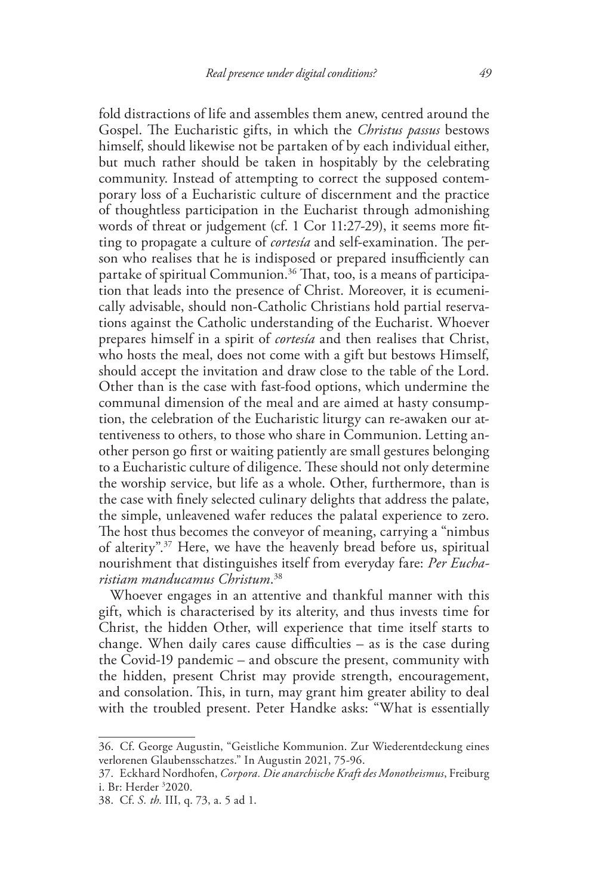fold distractions of life and assembles them anew, centred around the Gospel. The Eucharistic gifts, in which the *Christus passus* bestows himself, should likewise not be partaken of by each individual either, but much rather should be taken in hospitably by the celebrating community. Instead of attempting to correct the supposed contemporary loss of a Eucharistic culture of discernment and the practice of thoughtless participation in the Eucharist through admonishing words of threat or judgement (cf. 1 Cor 11:27-29), it seems more fitting to propagate a culture of *cortesía* and self-examination. The person who realises that he is indisposed or prepared insufficiently can partake of spiritual Communion.[36] That, too, is a means of participation that leads into the presence of Christ. Moreover, it is ecumenically advisable, should non-Catholic Christians hold partial reservations against the Catholic understanding of the Eucharist. Whoever prepares himself in a spirit of *cortesía* and then realises that Christ, who hosts the meal, does not come with a gift but bestows Himself, should accept the invitation and draw close to the table of the Lord. Other than is the case with fast-food options, which undermine the communal dimension of the meal and are aimed at hasty consumption, the celebration of the Eucharistic liturgy can re-awaken our attentiveness to others, to those who share in Communion. Letting another person go first or waiting patiently are small gestures belonging to a Eucharistic culture of diligence. These should not only determine the worship service, but life as a whole. Other, furthermore, than is the case with finely selected culinary delights that address the palate, the simple, unleavened wafer reduces the palatal experience to zero. The host thus becomes the conveyor of meaning, carrying a "nimbus of alterity".[37] Here, we have the heavenly bread before us, spiritual nourishment that distinguishes itself from everyday fare: *Per Eucharistiam manducamus Christum*.[38]

Whoever engages in an attentive and thankful manner with this gift, which is characterised by its alterity, and thus invests time for Christ, the hidden Other, will experience that time itself starts to change. When daily cares cause difficulties – as is the case during the Covid-19 pandemic – and obscure the present, community with the hidden, present Christ may provide strength, encouragement, and consolation. This, in turn, may grant him greater ability to deal with the troubled present. Peter Handke asks: "What is essentially

36. Cf. George Augustin, "Geistliche Kommunion. Zur Wiederentdeckung eines verlorenen Glaubensschatzes." In Augustin 2021, 75-96.

37. Eckhard Nordhofen, *Corpora. Die anarchische Kraft des Monotheismus*, Freiburg i. Br: Herder [3]2020.

38. Cf. *S. th.* III, q. 73, a. 5 ad 1.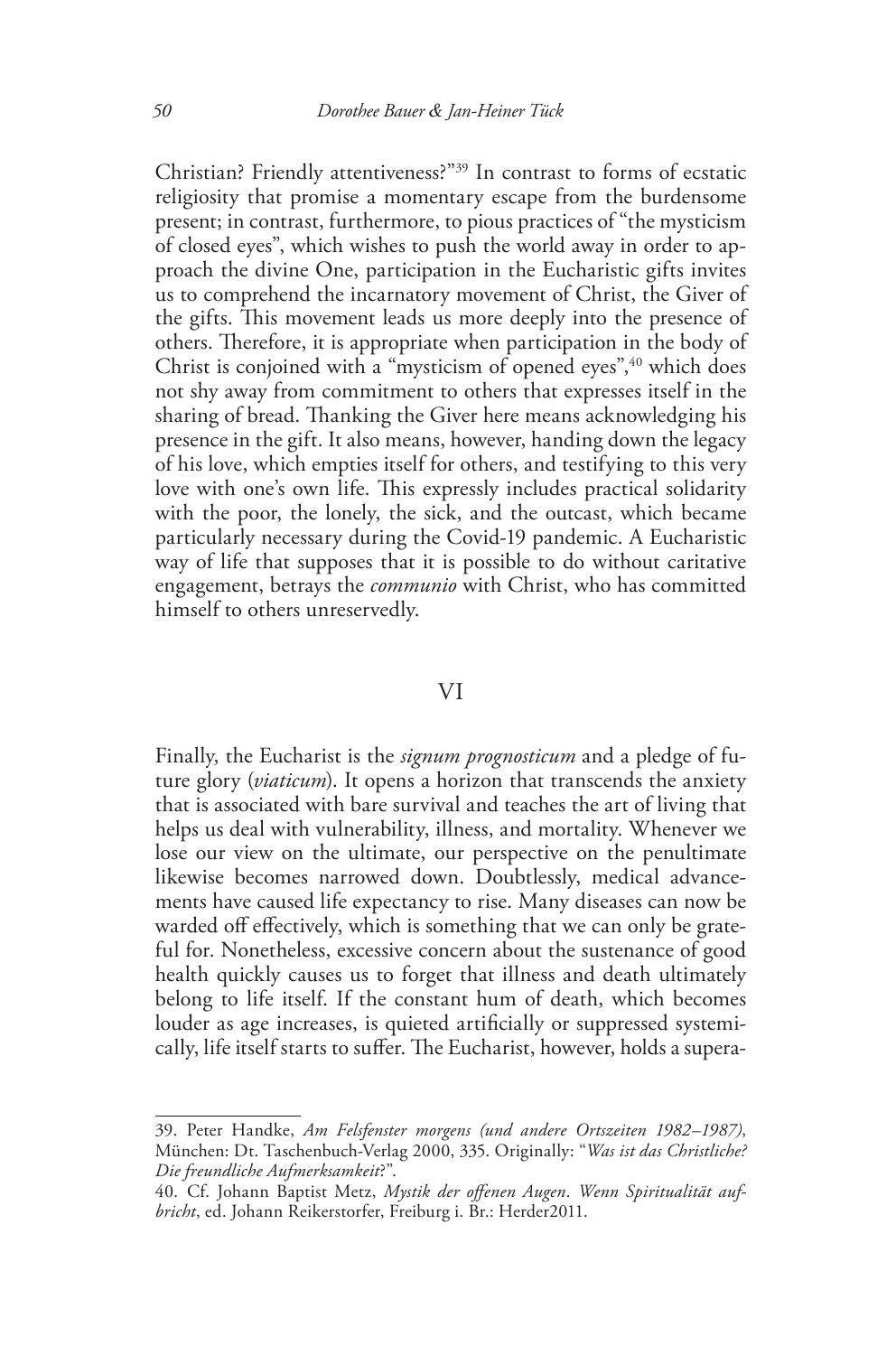Christian? Friendly attentiveness?"[39] In contrast to forms of ecstatic religiosity that promise a momentary escape from the burdensome present; in contrast, furthermore, to pious practices of "the mysticism of closed eyes", which wishes to push the world away in order to approach the divine One, participation in the Eucharistic gifts invites us to comprehend the incarnatory movement of Christ, the Giver of the gifts. This movement leads us more deeply into the presence of others. Therefore, it is appropriate when participation in the body of Christ is conjoined with a "mysticism of opened eyes",[40] which does not shy away from commitment to others that expresses itself in the sharing of bread. Thanking the Giver here means acknowledging his presence in the gift. It also means, however, handing down the legacy of his love, which empties itself for others, and testifying to this very love with one's own life. This expressly includes practical solidarity with the poor, the lonely, the sick, and the outcast, which became particularly necessary during the Covid-19 pandemic. A Eucharistic way of life that supposes that it is possible to do without caritative engagement, betrays the *communio* with Christ, who has committed himself to others unreservedly.

## VI

Finally, the Eucharist is the *signum prognosticum* and a pledge of future glory (*viaticum*). It opens a horizon that transcends the anxiety that is associated with bare survival and teaches the art of living that helps us deal with vulnerability, illness, and mortality. Whenever we lose our view on the ultimate, our perspective on the penultimate likewise becomes narrowed down. Doubtlessly, medical advancements have caused life expectancy to rise. Many diseases can now be warded off effectively, which is something that we can only be grateful for. Nonetheless, excessive concern about the sustenance of good health quickly causes us to forget that illness and death ultimately belong to life itself. If the constant hum of death, which becomes louder as age increases, is quieted artificially or suppressed systemically, life itself starts to suffer. The Eucharist, however, holds a supera-

39. Peter Handke, *Am Felsfenster morgens (und andere Ortszeiten 1982–1987)*, München: Dt. Taschenbuch-Verlag 2000, 335. Originally: "*Was ist das Christliche? Die freundliche Aufmerksamkeit*?".

40. Cf. Johann Baptist Metz, *Mystik der offenen Augen. Wenn Spiritualität aufbricht*, ed. Johann Reikerstorfer, Freiburg i. Br.: Herder2011.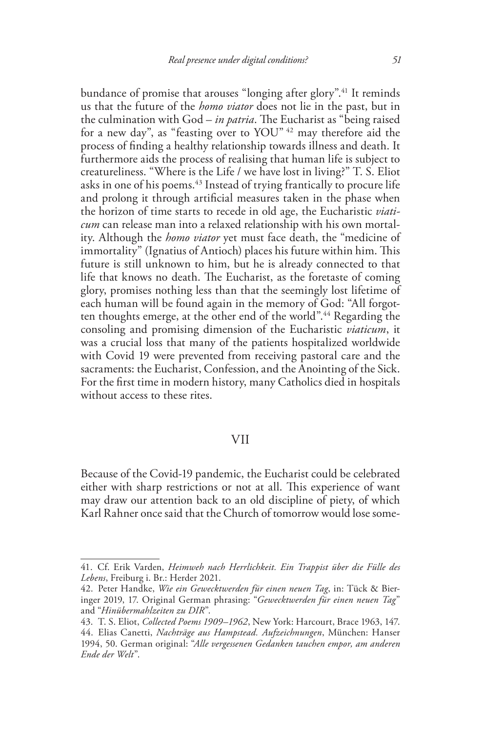bundance of promise that arouses "longing after glory".[41] It reminds us that the future of the *homo viator* does not lie in the past, but in the culmination with God – *in patria*. The Eucharist as "being raised for a new day", as "feasting over to YOU" [42] may therefore aid the process of finding a healthy relationship towards illness and death. It furthermore aids the process of realising that human life is subject to creatureliness. "Where is the Life / we have lost in living?" T. S. Eliot asks in one of his poems.[43] Instead of trying frantically to procure life and prolong it through artificial measures taken in the phase when the horizon of time starts to recede in old age, the Eucharistic *viaticum* can release man into a relaxed relationship with his own mortality. Although the *homo viator* yet must face death, the "medicine of immortality" (Ignatius of Antioch) places his future within him. This future is still unknown to him, but he is already connected to that life that knows no death. The Eucharist, as the foretaste of coming glory, promises nothing less than that the seemingly lost lifetime of each human will be found again in the memory of God: "All forgotten thoughts emerge, at the other end of the world".[44] Regarding the consoling and promising dimension of the Eucharistic *viaticum*, it was a crucial loss that many of the patients hospitalized worldwide with Covid 19 were prevented from receiving pastoral care and the sacraments: the Eucharist, Confession, and the Anointing of the Sick. For the first time in modern history, many Catholics died in hospitals without access to these rites.

## VII

Because of the Covid-19 pandemic, the Eucharist could be celebrated either with sharp restrictions or not at all. This experience of want may draw our attention back to an old discipline of piety, of which Karl Rahner once said that the Church of tomorrow would lose some-

---

41. Cf. Erik Varden, *Heimweh nach Herrlichkeit. Ein Trappist über die Fülle des Lebens*, Freiburg i. Br.: Herder 2021.

42. Peter Handke, *Wie ein Gewecktwerden für einen neuen Tag*, in: Tück & Bieringer 2019, 17. Original German phrasing: "*Gewecktwerden für einen neuen Tag*" and "*Hinübermahlzeiten zu DIR*".

43. T. S. Eliot, *Collected Poems 1909–1962*, New York: Harcourt, Brace 1963, 147.

44. Elias Canetti, *Nachträge aus Hampstead. Aufzeichnungen*, München: Hanser 1994, 50. German original: "*Alle vergessenen Gedanken tauchen empor, am anderen Ende der Welt*".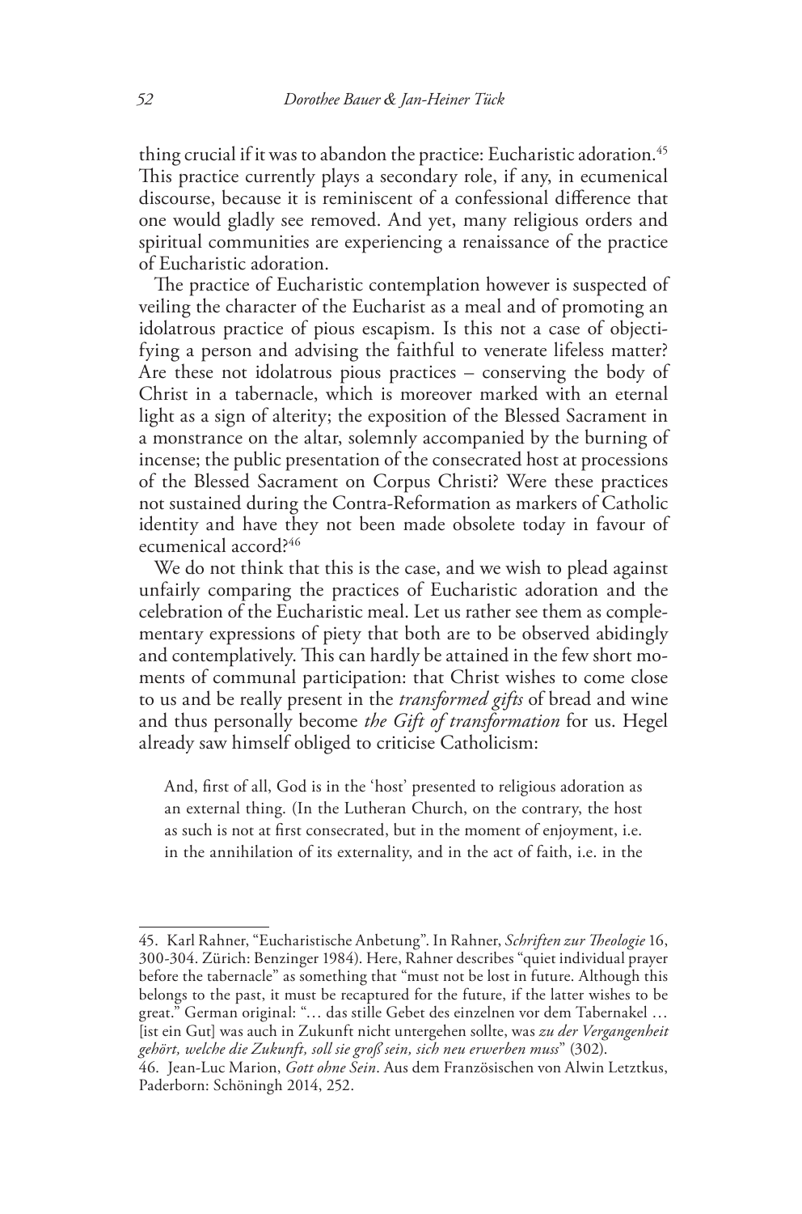thing crucial if it was to abandon the practice: Eucharistic adoration.[45] This practice currently plays a secondary role, if any, in ecumenical discourse, because it is reminiscent of a confessional difference that one would gladly see removed. And yet, many religious orders and spiritual communities are experiencing a renaissance of the practice of Eucharistic adoration.

The practice of Eucharistic contemplation however is suspected of veiling the character of the Eucharist as a meal and of promoting an idolatrous practice of pious escapism. Is this not a case of objectifying a person and advising the faithful to venerate lifeless matter? Are these not idolatrous pious practices – conserving the body of Christ in a tabernacle, which is moreover marked with an eternal light as a sign of alterity; the exposition of the Blessed Sacrament in a monstrance on the altar, solemnly accompanied by the burning of incense; the public presentation of the consecrated host at processions of the Blessed Sacrament on Corpus Christi? Were these practices not sustained during the Contra-Reformation as markers of Catholic identity and have they not been made obsolete today in favour of ecumenical accord?[46]

We do not think that this is the case, and we wish to plead against unfairly comparing the practices of Eucharistic adoration and the celebration of the Eucharistic meal. Let us rather see them as complementary expressions of piety that both are to be observed abidingly and contemplatively. This can hardly be attained in the few short moments of communal participation: that Christ wishes to come close to us and be really present in the *transformed gifts* of bread and wine and thus personally become *the Gift of transformation* for us. Hegel already saw himself obliged to criticise Catholicism:

> And, first of all, God is in the 'host' presented to religious adoration as an external thing. (In the Lutheran Church, on the contrary, the host as such is not at first consecrated, but in the moment of enjoyment, i.e. in the annihilation of its externality, and in the act of faith, i.e. in the

---

45. Karl Rahner, "Eucharistische Anbetung". In Rahner, *Schriften zur Theologie* 16, 300-304. Zürich: Benzinger 1984). Here, Rahner describes "quiet individual prayer before the tabernacle" as something that "must not be lost in future. Although this belongs to the past, it must be recaptured for the future, if the latter wishes to be great." German original: "… das stille Gebet des einzelnen vor dem Tabernakel … [ist ein Gut] was auch in Zukunft nicht untergehen sollte, was *zu der Vergangenheit gehört, welche die Zukunft, soll sie groß sein, sich neu erwerben muss*" (302).

46. Jean-Luc Marion, *Gott ohne Sein*. Aus dem Französischen von Alwin Letztkus, Paderborn: Schöningh 2014, 252.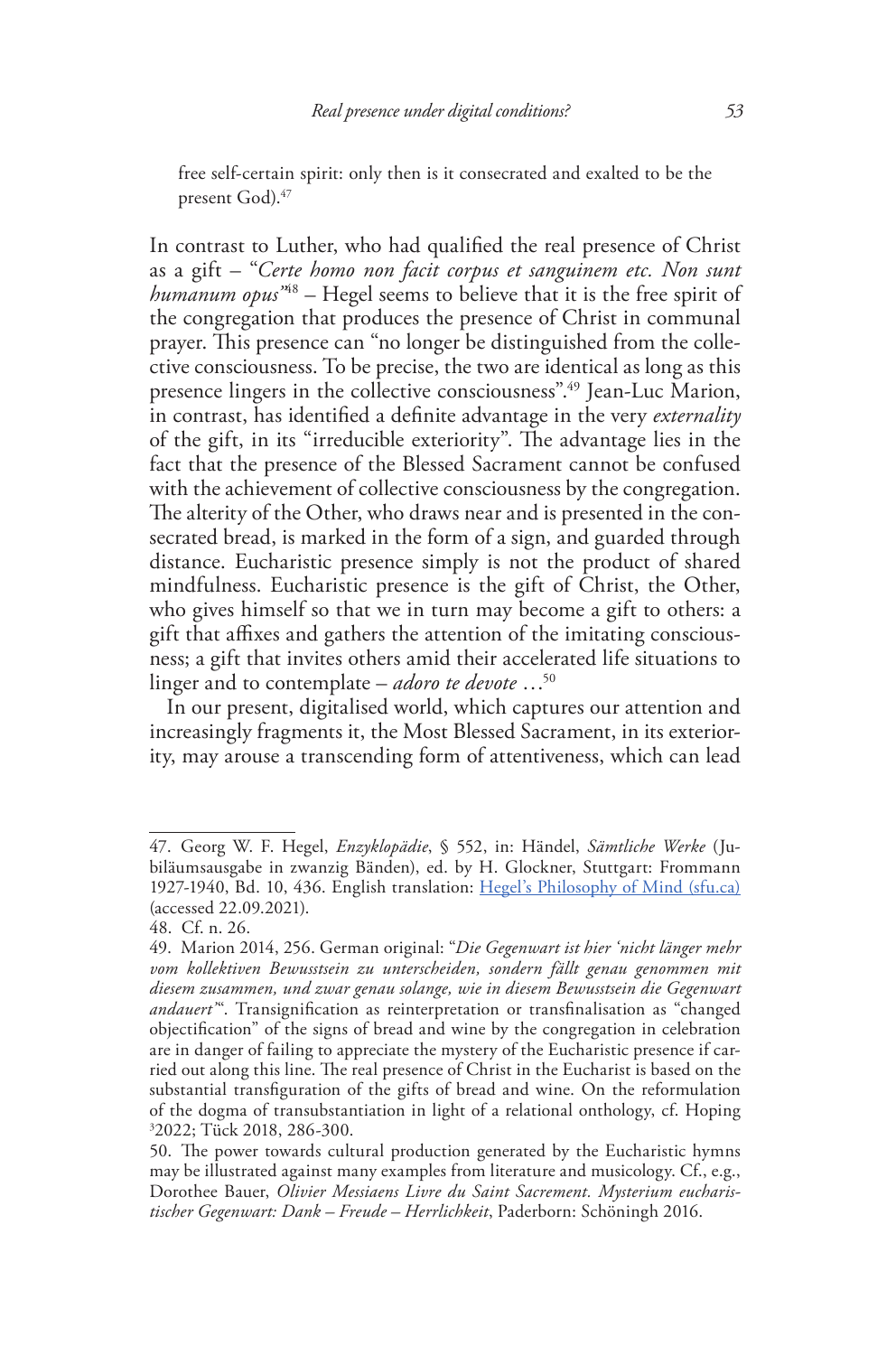free self-certain spirit: only then is it consecrated and exalted to be the present God).[47]

In contrast to Luther, who had qualified the real presence of Christ as a gift – "*Certe homo non facit corpus et sanguinem etc. Non sunt humanum opus*"[48] – Hegel seems to believe that it is the free spirit of the congregation that produces the presence of Christ in communal prayer. This presence can "no longer be distinguished from the collective consciousness. To be precise, the two are identical as long as this presence lingers in the collective consciousness".[49] Jean-Luc Marion, in contrast, has identified a definite advantage in the very *externality* of the gift, in its "irreducible exteriority". The advantage lies in the fact that the presence of the Blessed Sacrament cannot be confused with the achievement of collective consciousness by the congregation. The alterity of the Other, who draws near and is presented in the consecrated bread, is marked in the form of a sign, and guarded through distance. Eucharistic presence simply is not the product of shared mindfulness. Eucharistic presence is the gift of Christ, the Other, who gives himself so that we in turn may become a gift to others: a gift that affixes and gathers the attention of the imitating consciousness; a gift that invites others amid their accelerated life situations to linger and to contemplate – *adoro te devote* …[50]

In our present, digitalised world, which captures our attention and increasingly fragments it, the Most Blessed Sacrament, in its exteriority, may arouse a transcending form of attentiveness, which can lead

---

47. Georg W. F. Hegel, *Enzyklopädie*, § 552, in: Händel, *Sämtliche Werke* (Jubiläumsausgabe in zwanzig Bänden), ed. by H. Glockner, Stuttgart: Frommann 1927-1940, Bd. 10, 436. English translation: Hegel's Philosophy of Mind (sfu.ca) (accessed 22.09.2021).

48. Cf. n. 26.

49. Marion 2014, 256. German original: "*Die Gegenwart ist hier 'nicht länger mehr vom kollektiven Bewusstsein zu unterscheiden, sondern fällt genau genommen mit diesem zusammen, und zwar genau solange, wie in diesem Bewusstsein die Gegenwart andauert'*". Transignification as reinterpretation or transfinalisation as "changed objectification" of the signs of bread and wine by the congregation in celebration are in danger of failing to appreciate the mystery of the Eucharistic presence if carried out along this line. The real presence of Christ in the Eucharist is based on the substantial transfiguration of the gifts of bread and wine. On the reformulation of the dogma of transubstantiation in light of a relational onthology, cf. Hoping [3]2022; Tück 2018, 286-300.

50. The power towards cultural production generated by the Eucharistic hymns may be illustrated against many examples from literature and musicology. Cf., e.g., Dorothee Bauer, *Olivier Messiaens Livre du Saint Sacrement. Mysterium eucharistischer Gegenwart: Dank – Freude – Herrlichkeit*, Paderborn: Schöningh 2016.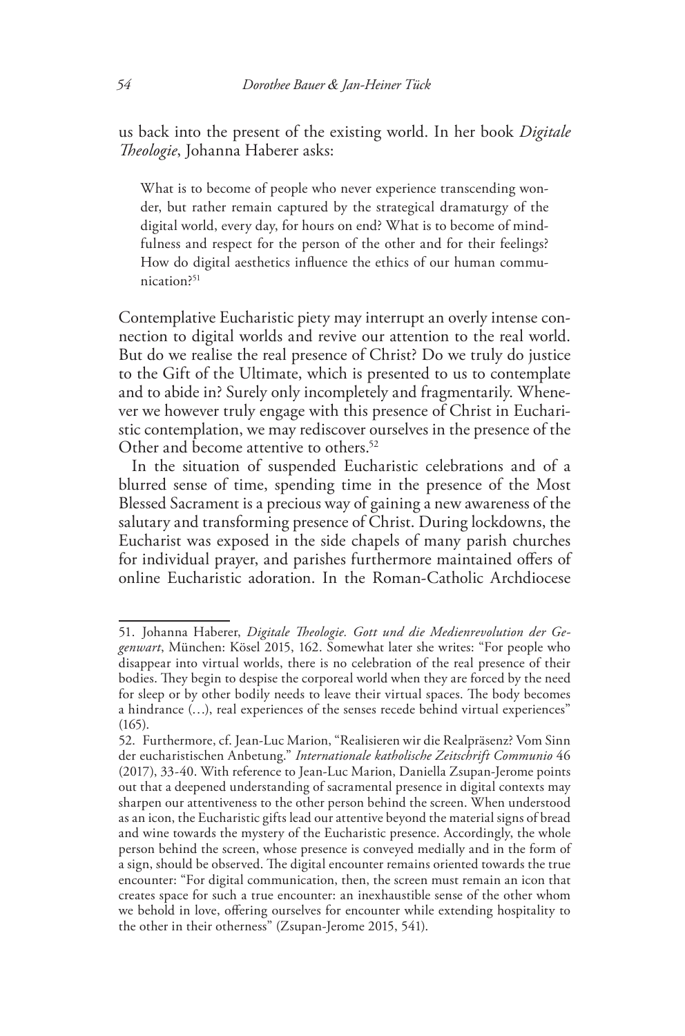us back into the present of the existing world. In her book *Digitale Theologie*, Johanna Haberer asks:

> What is to become of people who never experience transcending wonder, but rather remain captured by the strategical dramaturgy of the digital world, every day, for hours on end? What is to become of mindfulness and respect for the person of the other and for their feelings? How do digital aesthetics influence the ethics of our human communication?[51]

Contemplative Eucharistic piety may interrupt an overly intense connection to digital worlds and revive our attention to the real world. But do we realise the real presence of Christ? Do we truly do justice to the Gift of the Ultimate, which is presented to us to contemplate and to abide in? Surely only incompletely and fragmentarily. Whenever we however truly engage with this presence of Christ in Eucharistic contemplation, we may rediscover ourselves in the presence of the Other and become attentive to others.[52]

In the situation of suspended Eucharistic celebrations and of a blurred sense of time, spending time in the presence of the Most Blessed Sacrament is a precious way of gaining a new awareness of the salutary and transforming presence of Christ. During lockdowns, the Eucharist was exposed in the side chapels of many parish churches for individual prayer, and parishes furthermore maintained offers of online Eucharistic adoration. In the Roman-Catholic Archdiocese

---

51. Johanna Haberer, *Digitale Theologie. Gott und die Medienrevolution der Gegenwart*, München: Kösel 2015, 162. Somewhat later she writes: "For people who disappear into virtual worlds, there is no celebration of the real presence of their bodies. They begin to despise the corporeal world when they are forced by the need for sleep or by other bodily needs to leave their virtual spaces. The body becomes a hindrance (…), real experiences of the senses recede behind virtual experiences" (165).

52. Furthermore, cf. Jean-Luc Marion, "Realisieren wir die Realpräsenz? Vom Sinn der eucharistischen Anbetung." *Internationale katholische Zeitschrift Communio* 46 (2017), 33-40. With reference to Jean-Luc Marion, Daniella Zsupan-Jerome points out that a deepened understanding of sacramental presence in digital contexts may sharpen our attentiveness to the other person behind the screen. When understood as an icon, the Eucharistic gifts lead our attentive beyond the material signs of bread and wine towards the mystery of the Eucharistic presence. Accordingly, the whole person behind the screen, whose presence is conveyed medially and in the form of a sign, should be observed. The digital encounter remains oriented towards the true encounter: "For digital communication, then, the screen must remain an icon that creates space for such a true encounter: an inexhaustible sense of the other whom we behold in love, offering ourselves for encounter while extending hospitality to the other in their otherness" (Zsupan-Jerome 2015, 541).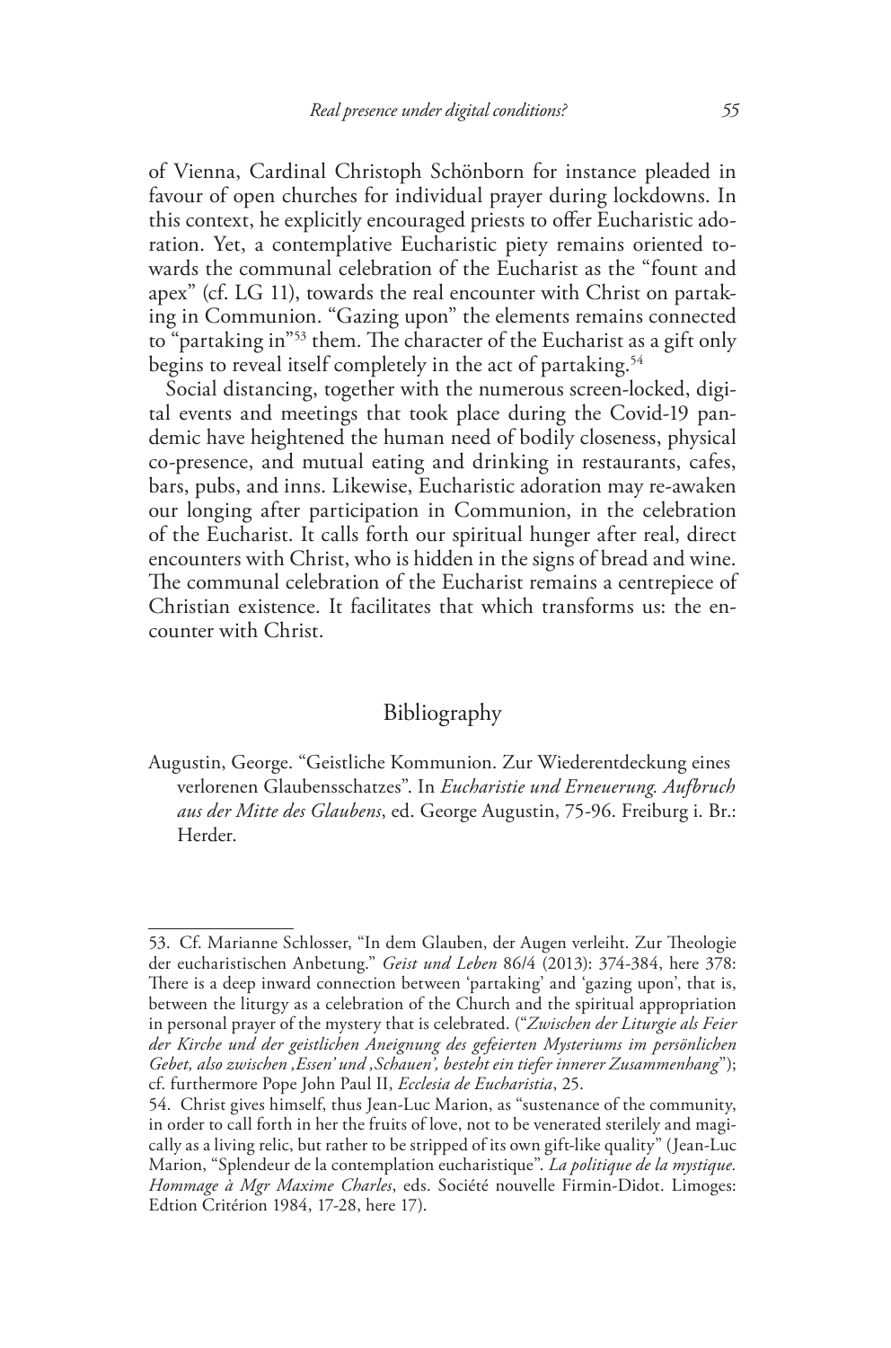of Vienna, Cardinal Christoph Schönborn for instance pleaded in favour of open churches for individual prayer during lockdowns. In this context, he explicitly encouraged priests to offer Eucharistic adoration. Yet, a contemplative Eucharistic piety remains oriented towards the communal celebration of the Eucharist as the "fount and apex" (cf. LG 11), towards the real encounter with Christ on partaking in Communion. "Gazing upon" the elements remains connected to "partaking in"[53] them. The character of the Eucharist as a gift only begins to reveal itself completely in the act of partaking.[54]

Social distancing, together with the numerous screen-locked, digital events and meetings that took place during the Covid-19 pandemic have heightened the human need of bodily closeness, physical co-presence, and mutual eating and drinking in restaurants, cafes, bars, pubs, and inns. Likewise, Eucharistic adoration may re-awaken our longing after participation in Communion, in the celebration of the Eucharist. It calls forth our spiritual hunger after real, direct encounters with Christ, who is hidden in the signs of bread and wine. The communal celebration of the Eucharist remains a centrepiece of Christian existence. It facilitates that which transforms us: the encounter with Christ.

## Bibliography

Augustin, George. "Geistliche Kommunion. Zur Wiederentdeckung eines verlorenen Glaubensschatzes". In *Eucharistie und Erneuerung. Aufbruch aus der Mitte des Glaubens*, ed. George Augustin, 75-96. Freiburg i. Br.: Herder.

---

53. Cf. Marianne Schlosser, "In dem Glauben, der Augen verleiht. Zur Theologie der eucharistischen Anbetung." *Geist und Leben* 86/4 (2013): 374-384, here 378: There is a deep inward connection between 'partaking' and 'gazing upon', that is, between the liturgy as a celebration of the Church and the spiritual appropriation in personal prayer of the mystery that is celebrated. ("*Zwischen der Liturgie als Feier der Kirche und der geistlichen Aneignung des gefeierten Mysteriums im persönlichen Gebet, also zwischen ‚Essen' und ‚Schauen', besteht ein tiefer innerer Zusammenhang*"); cf. furthermore Pope John Paul II, *Ecclesia de Eucharistia*, 25.

54. Christ gives himself, thus Jean-Luc Marion, as "sustenance of the community, in order to call forth in her the fruits of love, not to be venerated sterilely and magically as a living relic, but rather to be stripped of its own gift-like quality" (Jean-Luc Marion, "Splendeur de la contemplation eucharistique". *La politique de la mystique. Hommage à Mgr Maxime Charles*, eds. Société nouvelle Firmin-Didot. Limoges: Edtion Critérion 1984, 17-28, here 17).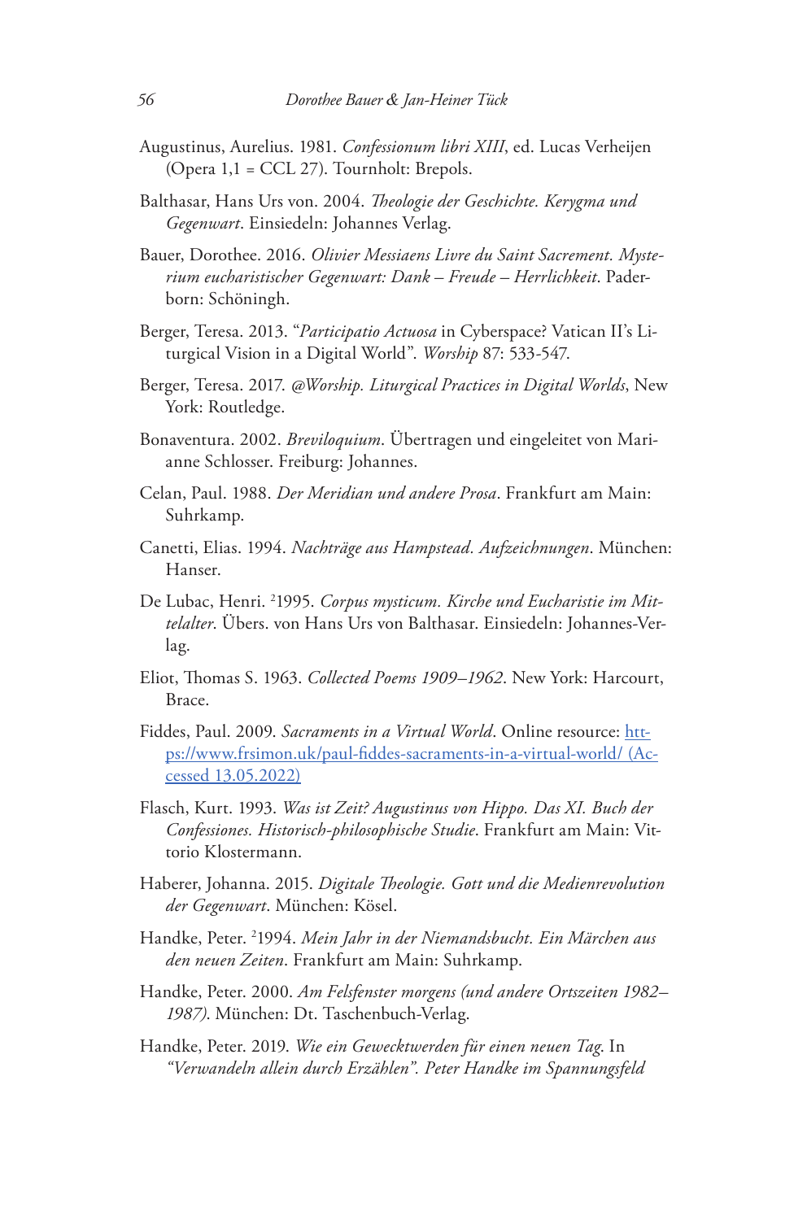Augustinus, Aurelius. 1981. *Confessionum libri XIII*, ed. Lucas Verheijen (Opera 1,1 = CCL 27). Tournholt: Brepols.

Balthasar, Hans Urs von. 2004. *Theologie der Geschichte. Kerygma und Gegenwart*. Einsiedeln: Johannes Verlag.

Bauer, Dorothee. 2016. *Olivier Messiaens Livre du Saint Sacrement. Mysterium eucharistischer Gegenwart: Dank – Freude – Herrlichkeit*. Paderborn: Schöningh.

Berger, Teresa. 2013. "*Participatio Actuosa* in Cyberspace? Vatican II's Liturgical Vision in a Digital World". *Worship* 87: 533-547.

Berger, Teresa. 2017. *@Worship. Liturgical Practices in Digital Worlds*, New York: Routledge.

Bonaventura. 2002. *Breviloquium*. Übertragen und eingeleitet von Marianne Schlosser. Freiburg: Johannes.

Celan, Paul. 1988. *Der Meridian und andere Prosa*. Frankfurt am Main: Suhrkamp.

Canetti, Elias. 1994. *Nachträge aus Hampstead. Aufzeichnungen*. München: Hanser.

De Lubac, Henri. [2]1995. *Corpus mysticum. Kirche und Eucharistie im Mittelalter*. Übers. von Hans Urs von Balthasar. Einsiedeln: Johannes-Verlag.

Eliot, Thomas S. 1963. *Collected Poems 1909–1962*. New York: Harcourt, Brace.

Fiddes, Paul. 2009. *Sacraments in a Virtual World*. Online resource: [https://www.frsimon.uk/paul-fiddes-sacraments-in-a-virtual-world/ (Accessed 13.05.2022)](https://www.frsimon.uk/paul-fiddes-sacraments-in-a-virtual-world/)

Flasch, Kurt. 1993. *Was ist Zeit? Augustinus von Hippo. Das XI. Buch der Confessiones. Historisch-philosophische Studie*. Frankfurt am Main: Vittorio Klostermann.

Haberer, Johanna. 2015. *Digitale Theologie. Gott und die Medienrevolution der Gegenwart*. München: Kösel.

Handke, Peter. [2]1994. *Mein Jahr in der Niemandsbucht. Ein Märchen aus den neuen Zeiten*. Frankfurt am Main: Suhrkamp.

Handke, Peter. 2000. *Am Felsfenster morgens (und andere Ortszeiten 1982–1987)*. München: Dt. Taschenbuch-Verlag.

Handke, Peter. 2019. *Wie ein Geweckwerden für einen neuen Tag*. In *"Verwandeln allein durch Erzählen". Peter Handke im Spannungsfeld*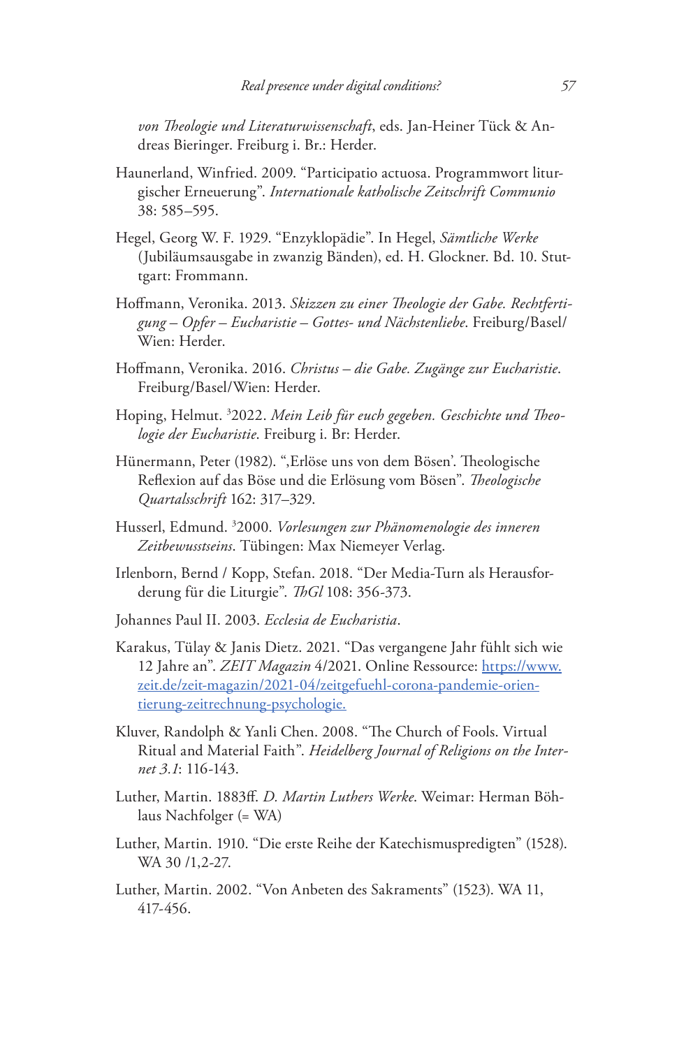*von Theologie und Literaturwissenschaft*, eds. Jan-Heiner Tück & Andreas Bieringer. Freiburg i. Br.: Herder.

Haunerland, Winfried. 2009. "Participatio actuosa. Programmwort liturgischer Erneuerung". *Internationale katholische Zeitschrift Communio* 38: 585–595.

Hegel, Georg W. F. 1929. "Enzyklopädie". In Hegel, *Sämtliche Werke* (Jubiläumsausgabe in zwanzig Bänden), ed. H. Glockner. Bd. 10. Stuttgart: Frommann.

Hoffmann, Veronika. 2013. *Skizzen zu einer Theologie der Gabe. Rechtfertigung – Opfer – Eucharistie – Gottes- und Nächstenliebe*. Freiburg/Basel/Wien: Herder.

Hoffmann, Veronika. 2016. *Christus – die Gabe. Zugänge zur Eucharistie*. Freiburg/Basel/Wien: Herder.

Hoping, Helmut. [3]2022. *Mein Leib für euch gegeben. Geschichte und Theologie der Eucharistie*. Freiburg i. Br: Herder.

Hünermann, Peter (1982). "‚Erlöse uns von dem Bösen'. Theologische Reflexion auf das Böse und die Erlösung vom Bösen". *Theologische Quartalsschrift* 162: 317–329.

Husserl, Edmund. [3]2000. *Vorlesungen zur Phänomenologie des inneren Zeitbewusstseins*. Tübingen: Max Niemeyer Verlag.

Irlenborn, Bernd / Kopp, Stefan. 2018. "Der Media-Turn als Herausforderung für die Liturgie". *ThGl* 108: 356-373.

Johannes Paul II. 2003. *Ecclesia de Eucharistia*.

Karakus, Tülay & Janis Dietz. 2021. "Das vergangene Jahr fühlt sich wie 12 Jahre an". *ZEIT Magazin* 4/2021. Online Ressource: https://www.zeit.de/zeit-magazin/2021-04/zeitgefuehl-corona-pandemie-orientierung-zeitrechnung-psychologie.

Kluver, Randolph & Yanli Chen. 2008. "The Church of Fools. Virtual Ritual and Material Faith". *Heidelberg Journal of Religions on the Internet 3.1*: 116-143.

Luther, Martin. 1883ff. *D. Martin Luthers Werke*. Weimar: Herman Böhlaus Nachfolger (= WA)

Luther, Martin. 1910. "Die erste Reihe der Katechismuspredigten" (1528). WA 30 /1,2-27.

Luther, Martin. 2002. "Von Anbeten des Sakraments" (1523). WA 11, 417-456.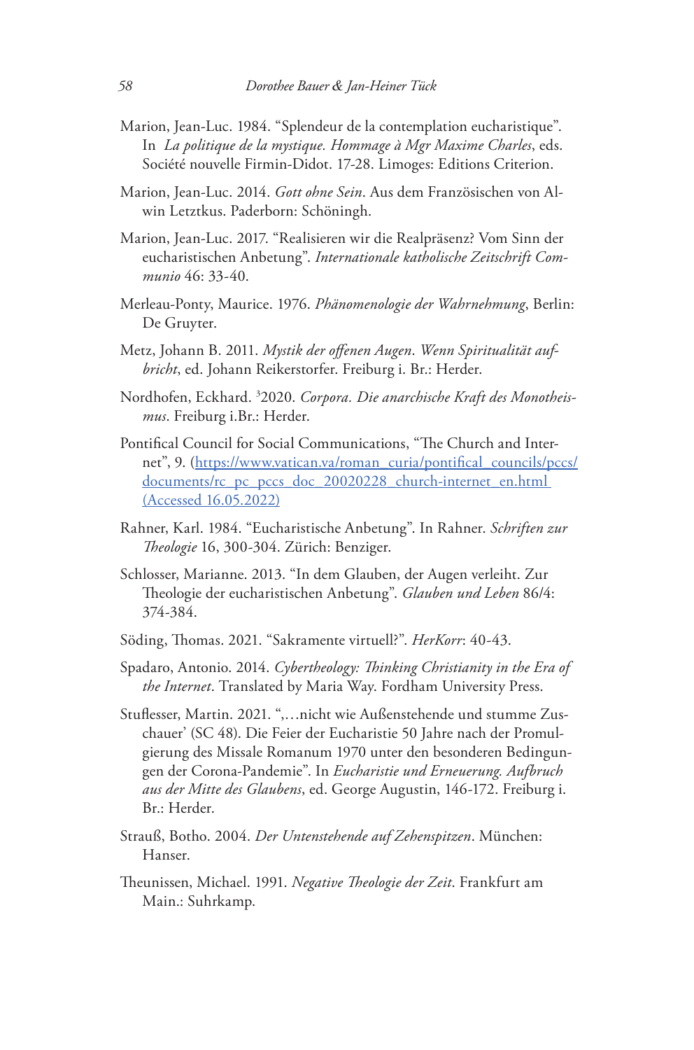Marion, Jean-Luc. 1984. "Splendeur de la contemplation eucharistique". In *La politique de la mystique. Hommage à Mgr Maxime Charles*, eds. Société nouvelle Firmin-Didot. 17-28. Limoges: Editions Criterion.

Marion, Jean-Luc. 2014. *Gott ohne Sein*. Aus dem Französischen von Alwin Letztkus. Paderborn: Schöningh.

Marion, Jean-Luc. 2017. "Realisieren wir die Realpräsenz? Vom Sinn der eucharistischen Anbetung". *Internationale katholische Zeitschrift Communio* 46: 33-40.

Merleau-Ponty, Maurice. 1976. *Phänomenologie der Wahrnehmung*, Berlin: De Gruyter.

Metz, Johann B. 2011. *Mystik der offenen Augen. Wenn Spiritualität aufbricht*, ed. Johann Reikerstorfer. Freiburg i. Br.: Herder.

Nordhofen, Eckhard. [3]2020. *Corpora. Die anarchische Kraft des Monotheismus*. Freiburg i.Br.: Herder.

Pontifical Council for Social Communications, "The Church and Internet", 9. (https://www.vatican.va/roman_curia/pontifical_councils/pccs/documents/rc_pc_pccs_doc_20020228_church-internet_en.html (Accessed 16.05.2022)

Rahner, Karl. 1984. "Eucharistische Anbetung". In Rahner. *Schriften zur Theologie* 16, 300-304. Zürich: Benziger.

Schlosser, Marianne. 2013. "In dem Glauben, der Augen verleiht. Zur Theologie der eucharistischen Anbetung". *Glauben und Leben* 86/4: 374-384.

Söding, Thomas. 2021. "Sakramente virtuell?". *HerKorr*: 40-43.

Spadaro, Antonio. 2014. *Cybertheology: Thinking Christianity in the Era of the Internet*. Translated by Maria Way. Fordham University Press.

Stuflesser, Martin. 2021. "'…nicht wie Außenstehende und stumme Zuschauer' (SC 48). Die Feier der Eucharistie 50 Jahre nach der Promulgierung des Missale Romanum 1970 unter den besonderen Bedingungen der Corona-Pandemie". In *Eucharistie und Erneuerung. Aufbruch aus der Mitte des Glaubens*, ed. George Augustin, 146-172. Freiburg i. Br.: Herder.

Strauß, Botho. 2004. *Der Untenstehende auf Zehenspitzen*. München: Hanser.

Theunissen, Michael. 1991. *Negative Theologie der Zeit*. Frankfurt am Main.: Suhrkamp.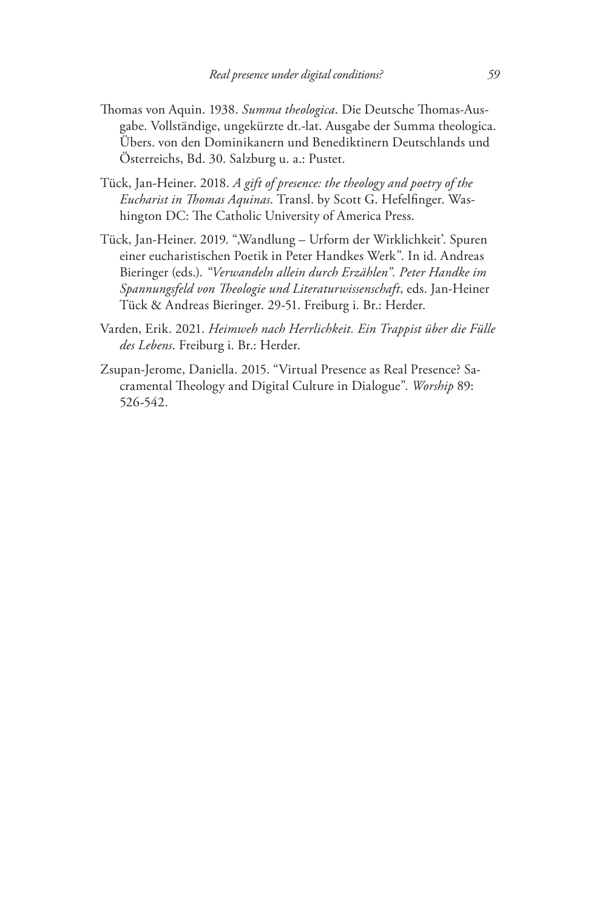Thomas von Aquin. 1938. *Summa theologica*. Die Deutsche Thomas-Ausgabe. Vollständige, ungekürzte dt.-lat. Ausgabe der Summa theologica. Übers. von den Dominikanern und Benediktinern Deutschlands und Österreichs, Bd. 30. Salzburg u. a.: Pustet.

Tück, Jan-Heiner. 2018. *A gift of presence: the theology and poetry of the Eucharist in Thomas Aquinas*. Transl. by Scott G. Hefelfinger. Washington DC: The Catholic University of America Press.

Tück, Jan-Heiner. 2019. "‚Wandlung – Urform der Wirklichkeit'. Spuren einer eucharistischen Poetik in Peter Handkes Werk". In id. Andreas Bieringer (eds.). *"Verwandeln allein durch Erzählen". Peter Handke im Spannungsfeld von Theologie und Literaturwissenschaft*, eds. Jan-Heiner Tück & Andreas Bieringer. 29-51. Freiburg i. Br.: Herder.

Varden, Erik. 2021. *Heimweh nach Herrlichkeit. Ein Trappist über die Fülle des Lebens*. Freiburg i. Br.: Herder.

Zsupan-Jerome, Daniella. 2015. "Virtual Presence as Real Presence? Sacramental Theology and Digital Culture in Dialogue". *Worship* 89: 526-542.